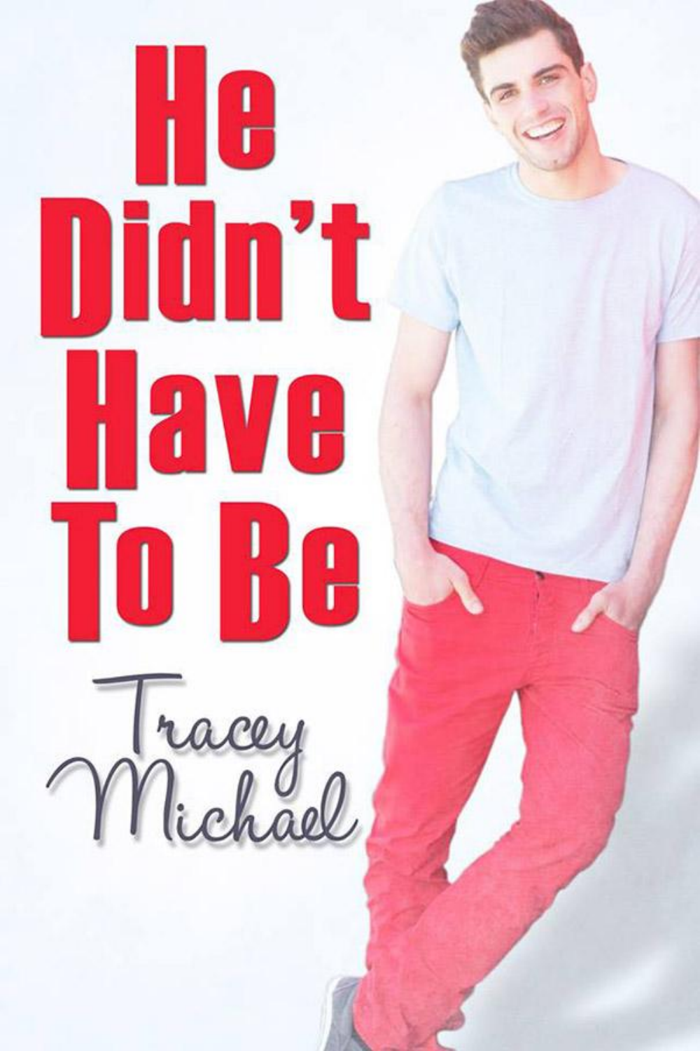# He Didn't Have To Be

Tracey Michael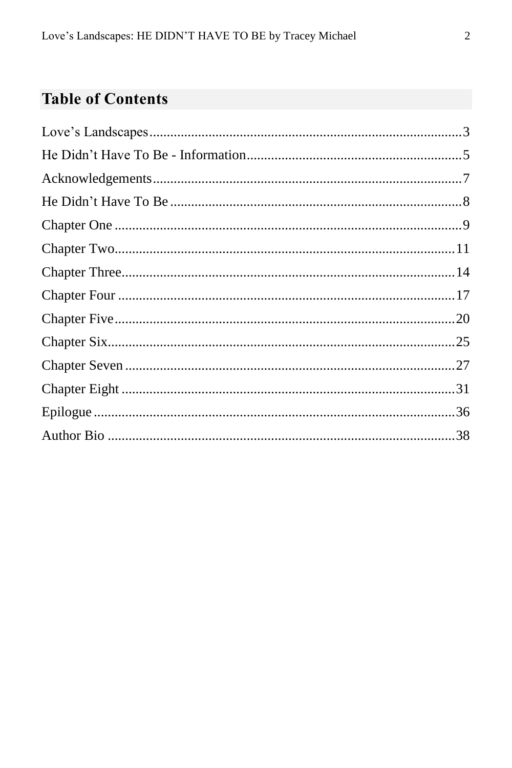## Table of Contents

Love's Landscapes.....3
He Didn't Have To Be - Information.....5
Acknowledgements.....7
He Didn't Have To Be.....8
Chapter One.....9
Chapter Two.....11
Chapter Three.....14
Chapter Four.....17
Chapter Five.....20
Chapter Six.....25
Chapter Seven.....27
Chapter Eight.....31
Epilogue.....36
Author Bio.....38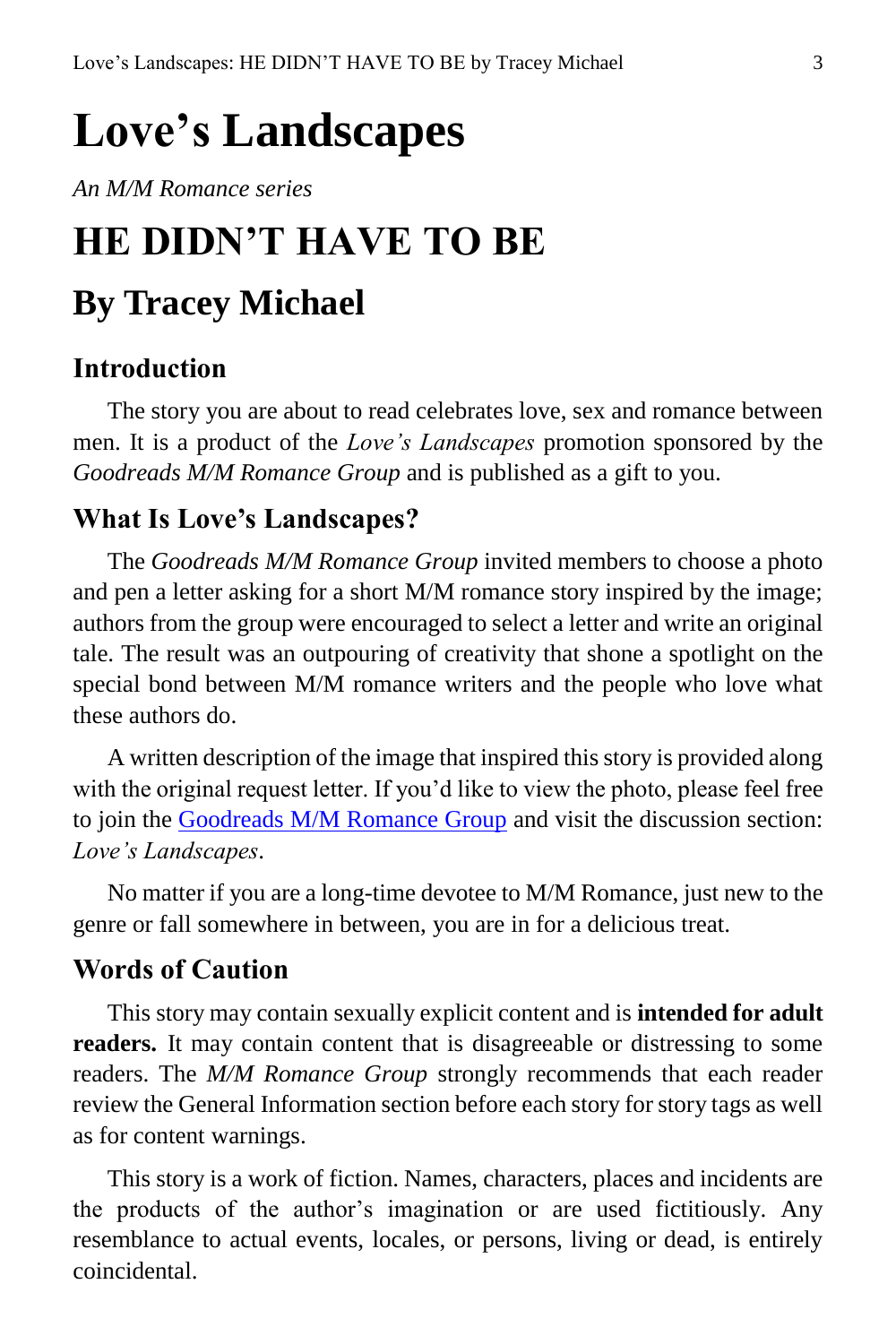# Love's Landscapes

*An M/M Romance series*

# HE DIDN'T HAVE TO BE

## By Tracey Michael

### Introduction

The story you are about to read celebrates love, sex and romance between men. It is a product of the *Love's Landscapes* promotion sponsored by the *Goodreads M/M Romance Group* and is published as a gift to you.

### What Is Love's Landscapes?

The *Goodreads M/M Romance Group* invited members to choose a photo and pen a letter asking for a short M/M romance story inspired by the image; authors from the group were encouraged to select a letter and write an original tale. The result was an outpouring of creativity that shone a spotlight on the special bond between M/M romance writers and the people who love what these authors do.

A written description of the image that inspired this story is provided along with the original request letter. If you'd like to view the photo, please feel free to join the Goodreads M/M Romance Group and visit the discussion section: *Love's Landscapes*.

No matter if you are a long-time devotee to M/M Romance, just new to the genre or fall somewhere in between, you are in for a delicious treat.

### Words of Caution

This story may contain sexually explicit content and is **intended for adult readers.** It may contain content that is disagreeable or distressing to some readers. The *M/M Romance Group* strongly recommends that each reader review the General Information section before each story for story tags as well as for content warnings.

This story is a work of fiction. Names, characters, places and incidents are the products of the author's imagination or are used fictitiously. Any resemblance to actual events, locales, or persons, living or dead, is entirely coincidental.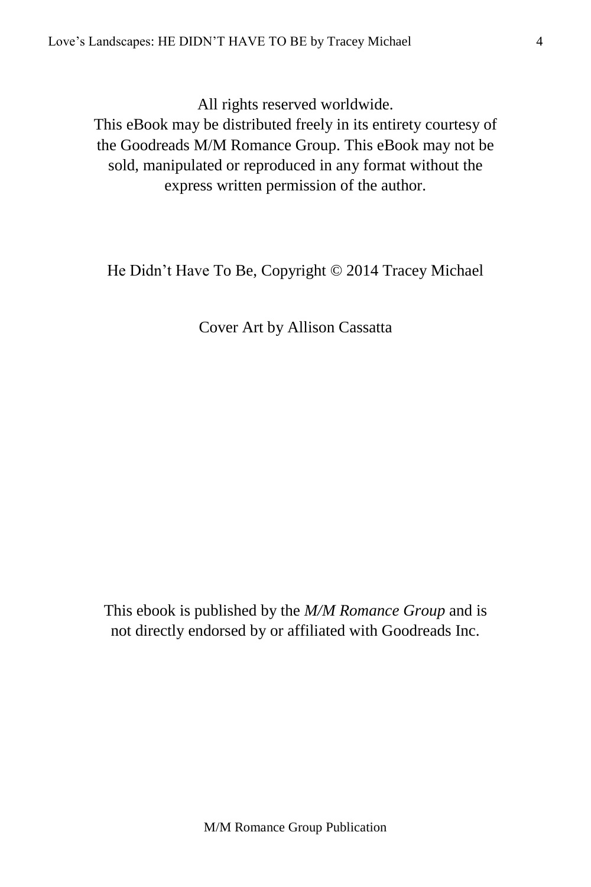All rights reserved worldwide.
This eBook may be distributed freely in its entirety courtesy of the Goodreads M/M Romance Group. This eBook may not be sold, manipulated or reproduced in any format without the express written permission of the author.

He Didn't Have To Be, Copyright © 2014 Tracey Michael

Cover Art by Allison Cassatta

This ebook is published by the *M/M Romance Group* and is not directly endorsed by or affiliated with Goodreads Inc.

M/M Romance Group Publication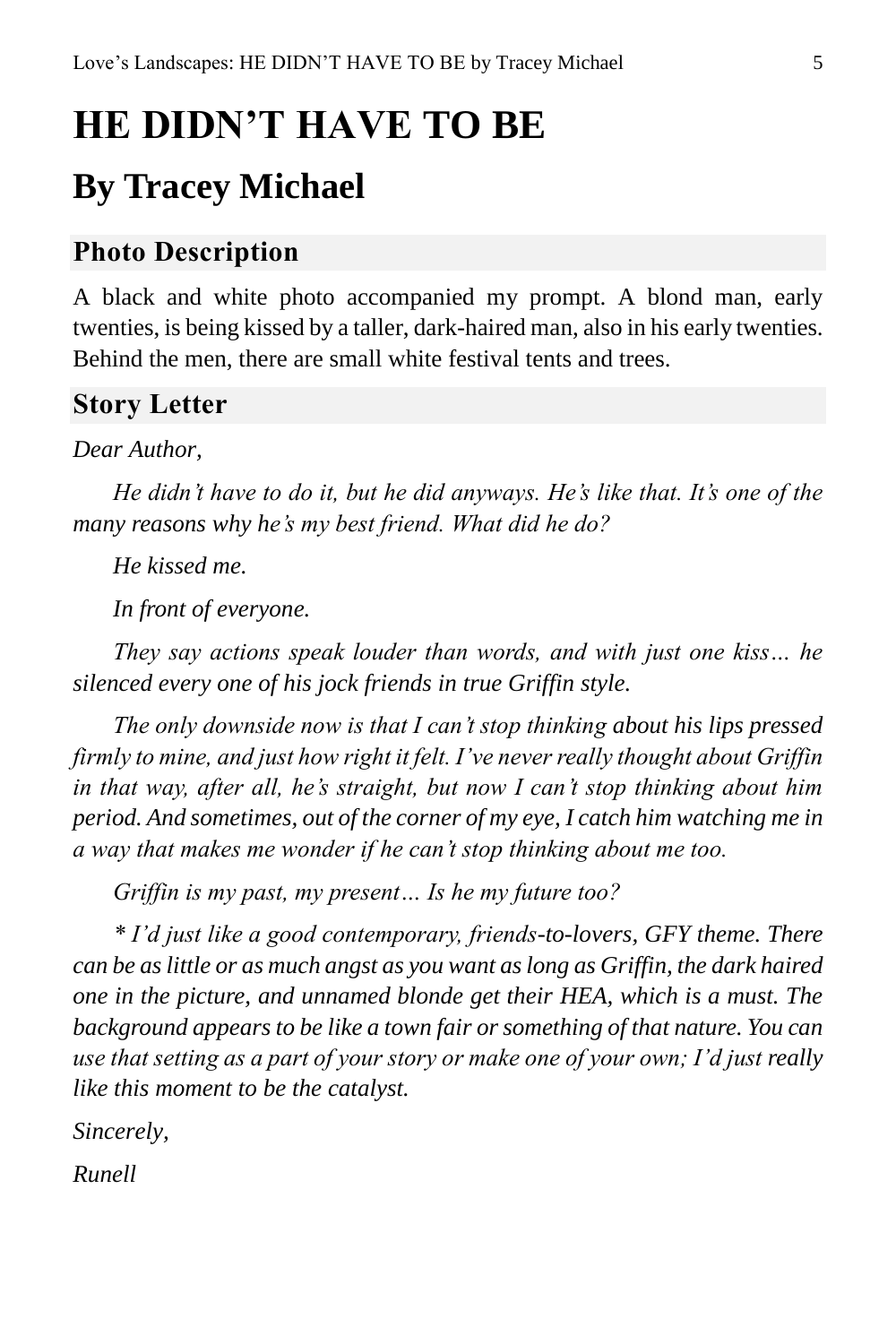# HE DIDN'T HAVE TO BE

## By Tracey Michael

### Photo Description

A black and white photo accompanied my prompt. A blond man, early twenties, is being kissed by a taller, dark-haired man, also in his early twenties. Behind the men, there are small white festival tents and trees.

### Story Letter

*Dear Author,*

*He didn't have to do it, but he did anyways. He's like that. It's one of the many reasons why he's my best friend. What did he do?*

*He kissed me.*

*In front of everyone.*

*They say actions speak louder than words, and with just one kiss… he silenced every one of his jock friends in true Griffin style.*

*The only downside now is that I can't stop thinking about his lips pressed firmly to mine, and just how right it felt. I've never really thought about Griffin in that way, after all, he's straight, but now I can't stop thinking about him period. And sometimes, out of the corner of my eye, I catch him watching me in a way that makes me wonder if he can't stop thinking about me too.*

*Griffin is my past, my present… Is he my future too?*

*\* I'd just like a good contemporary, friends-to-lovers, GFY theme. There can be as little or as much angst as you want as long as Griffin, the dark haired one in the picture, and unnamed blonde get their HEA, which is a must. The background appears to be like a town fair or something of that nature. You can use that setting as a part of your story or make one of your own; I'd just really like this moment to be the catalyst.*

*Sincerely,*

*Runell*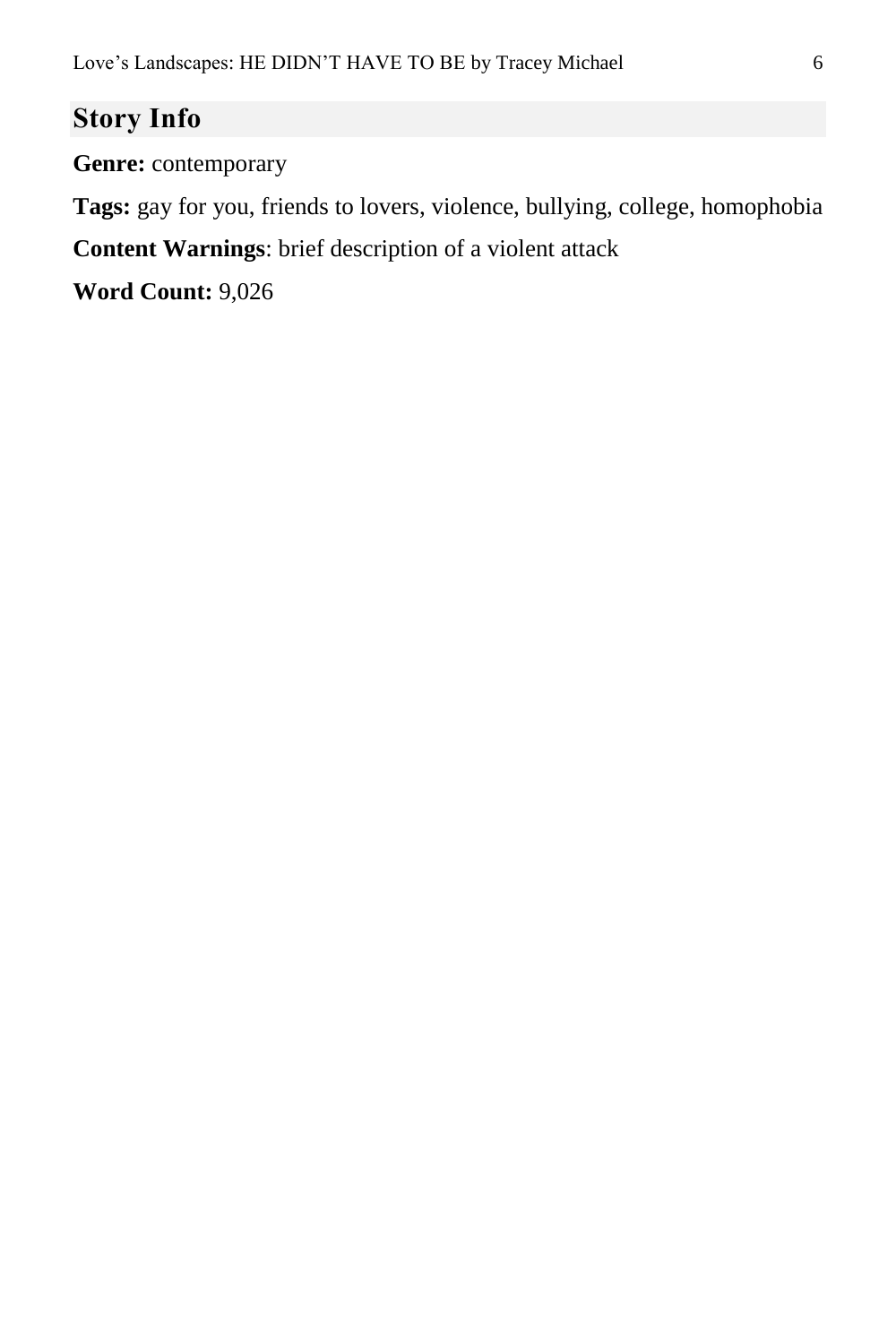## Story Info

**Genre:** contemporary

**Tags:** gay for you, friends to lovers, violence, bullying, college, homophobia

**Content Warnings**: brief description of a violent attack

**Word Count:** 9,026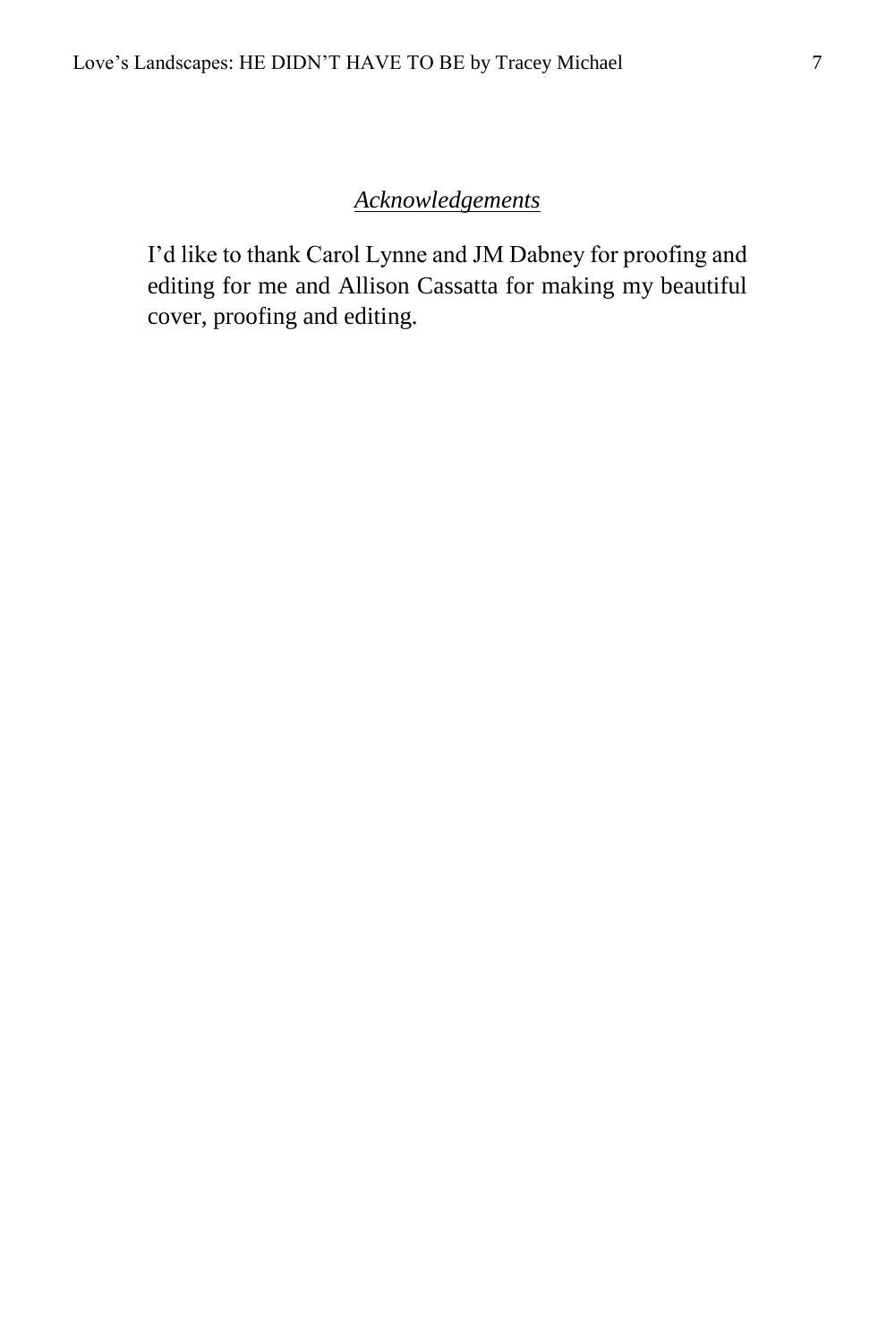## *Acknowledgements*

I'd like to thank Carol Lynne and JM Dabney for proofing and editing for me and Allison Cassatta for making my beautiful cover, proofing and editing.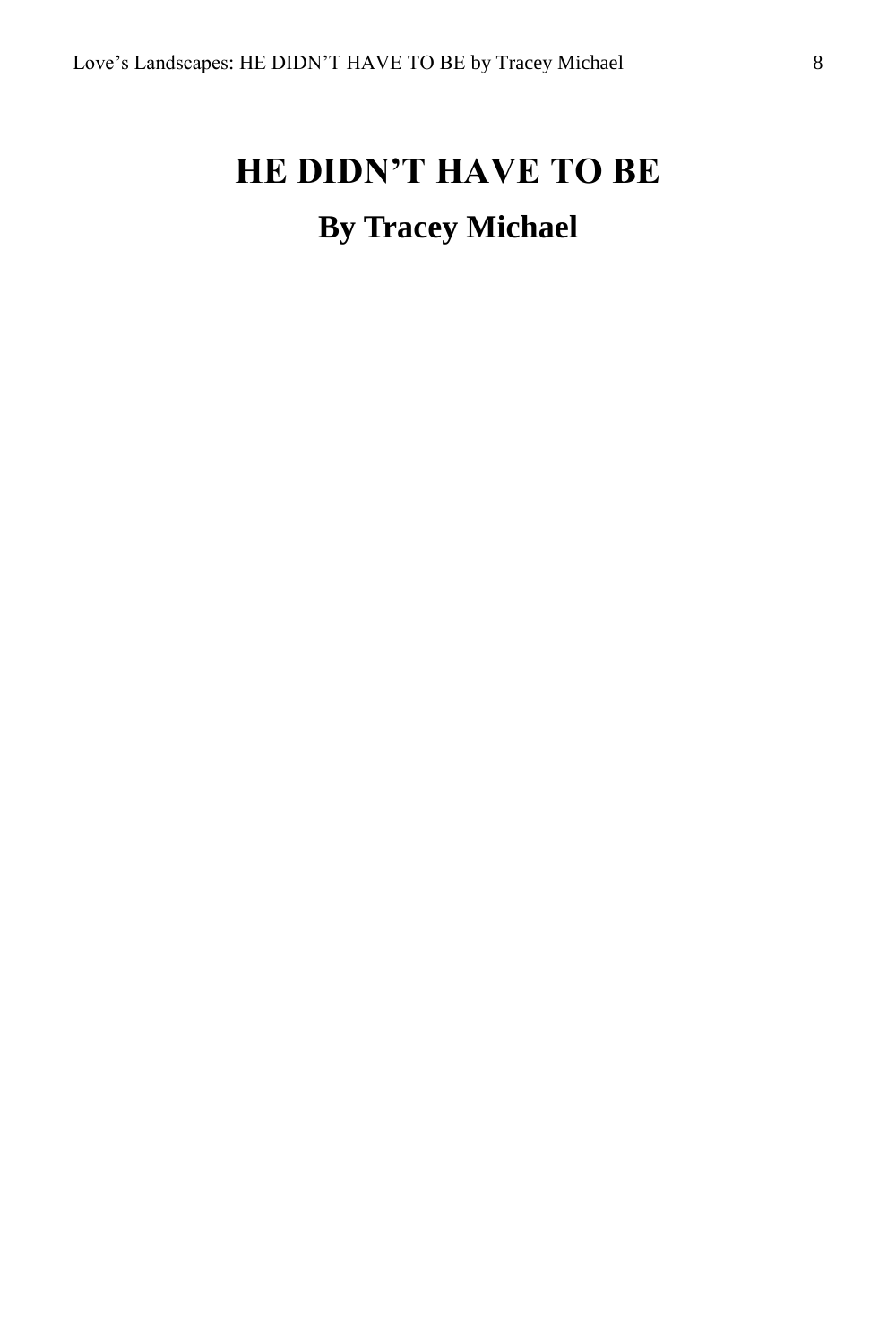# HE DIDN'T HAVE TO BE

## By Tracey Michael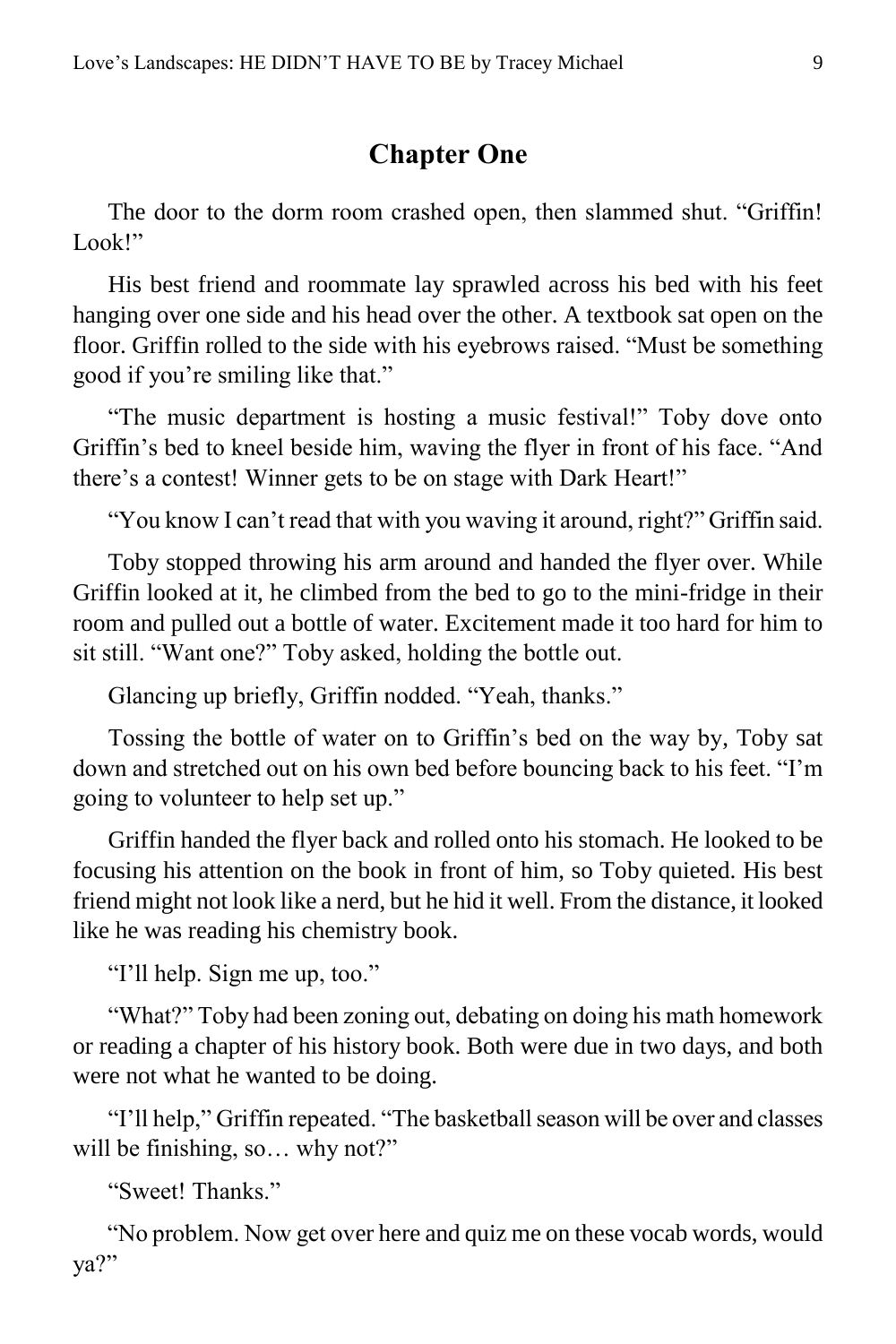## Chapter One

The door to the dorm room crashed open, then slammed shut. "Griffin! Look!"

His best friend and roommate lay sprawled across his bed with his feet hanging over one side and his head over the other. A textbook sat open on the floor. Griffin rolled to the side with his eyebrows raised. "Must be something good if you're smiling like that."

"The music department is hosting a music festival!" Toby dove onto Griffin's bed to kneel beside him, waving the flyer in front of his face. "And there's a contest! Winner gets to be on stage with Dark Heart!"

"You know I can't read that with you waving it around, right?" Griffin said.

Toby stopped throwing his arm around and handed the flyer over. While Griffin looked at it, he climbed from the bed to go to the mini-fridge in their room and pulled out a bottle of water. Excitement made it too hard for him to sit still. "Want one?" Toby asked, holding the bottle out.

Glancing up briefly, Griffin nodded. "Yeah, thanks."

Tossing the bottle of water on to Griffin's bed on the way by, Toby sat down and stretched out on his own bed before bouncing back to his feet. "I'm going to volunteer to help set up."

Griffin handed the flyer back and rolled onto his stomach. He looked to be focusing his attention on the book in front of him, so Toby quieted. His best friend might not look like a nerd, but he hid it well. From the distance, it looked like he was reading his chemistry book.

"I'll help. Sign me up, too."

"What?" Toby had been zoning out, debating on doing his math homework or reading a chapter of his history book. Both were due in two days, and both were not what he wanted to be doing.

"I'll help," Griffin repeated. "The basketball season will be over and classes will be finishing, so… why not?"

"Sweet! Thanks."

"No problem. Now get over here and quiz me on these vocab words, would ya?"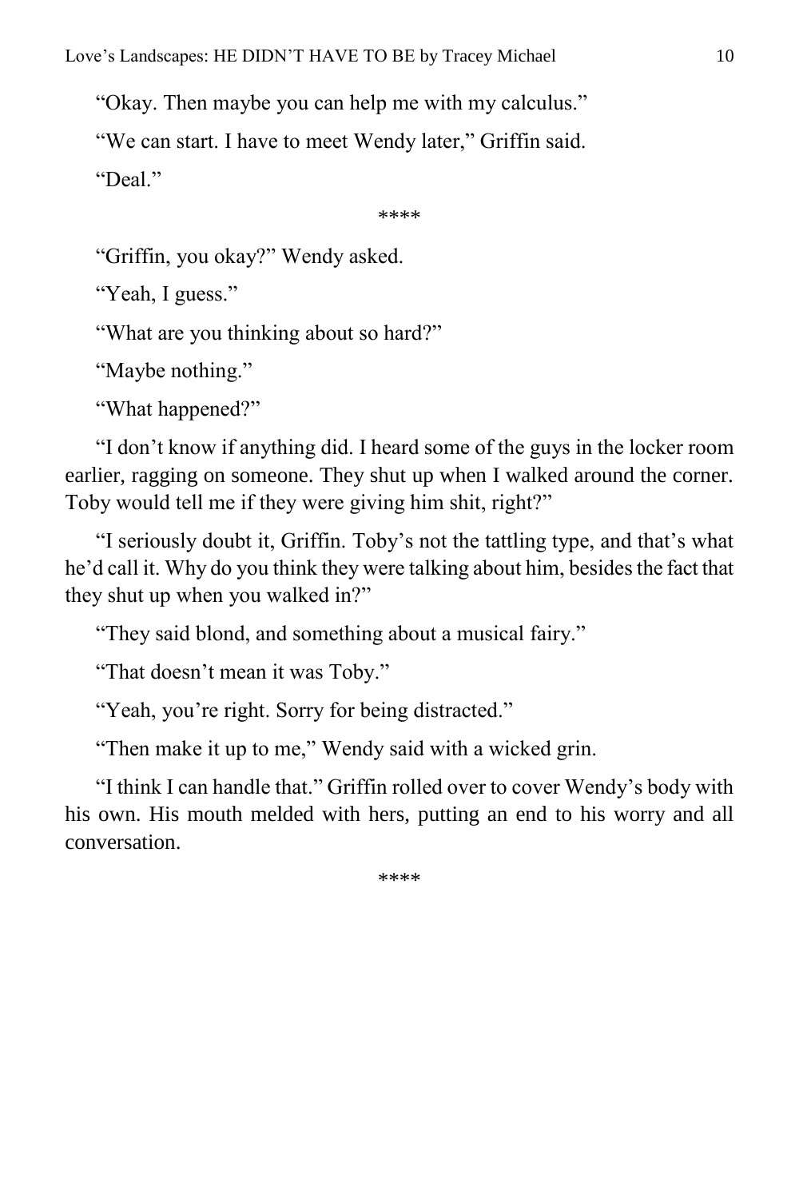"Okay. Then maybe you can help me with my calculus."

"We can start. I have to meet Wendy later," Griffin said.

"Deal."

****

"Griffin, you okay?" Wendy asked.

"Yeah, I guess."

"What are you thinking about so hard?"

"Maybe nothing."

"What happened?"

"I don't know if anything did. I heard some of the guys in the locker room earlier, ragging on someone. They shut up when I walked around the corner. Toby would tell me if they were giving him shit, right?"

"I seriously doubt it, Griffin. Toby's not the tattling type, and that's what he'd call it. Why do you think they were talking about him, besides the fact that they shut up when you walked in?"

"They said blond, and something about a musical fairy."

"That doesn't mean it was Toby."

"Yeah, you're right. Sorry for being distracted."

"Then make it up to me," Wendy said with a wicked grin.

"I think I can handle that." Griffin rolled over to cover Wendy's body with his own. His mouth melded with hers, putting an end to his worry and all conversation.

****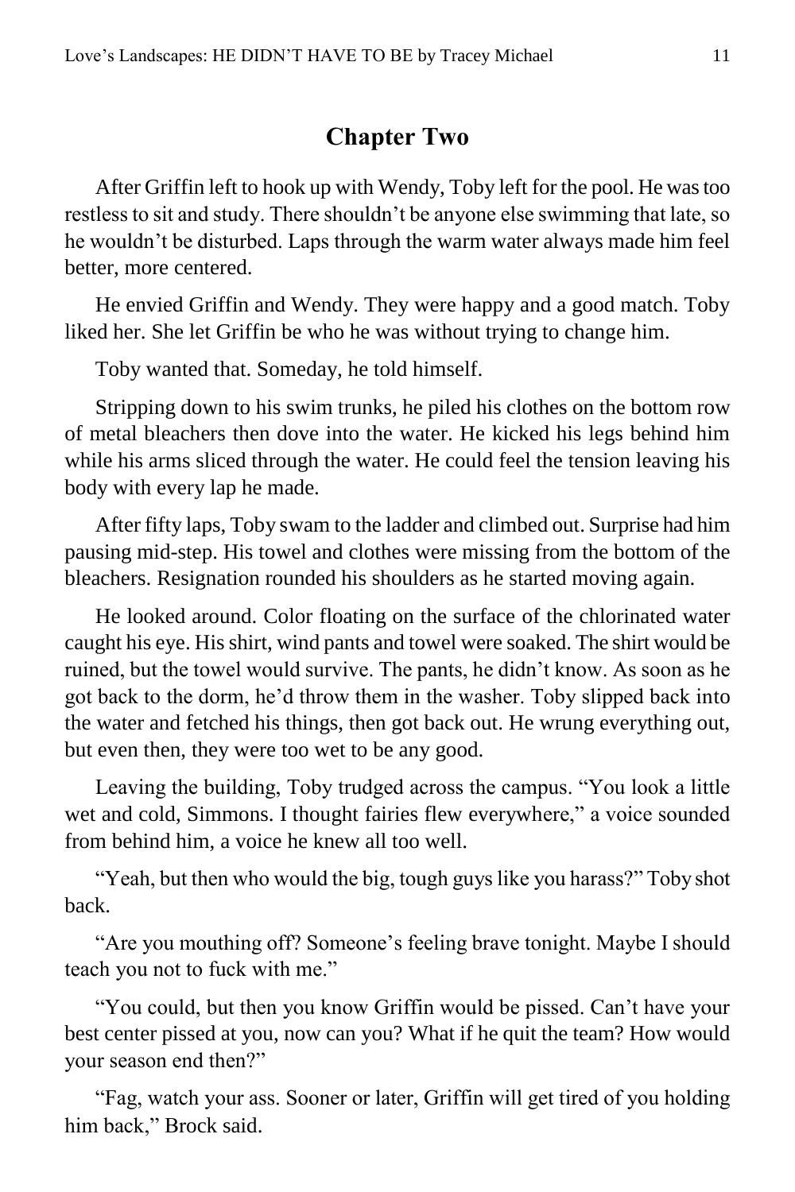## Chapter Two

After Griffin left to hook up with Wendy, Toby left for the pool. He was too restless to sit and study. There shouldn't be anyone else swimming that late, so he wouldn't be disturbed. Laps through the warm water always made him feel better, more centered.

He envied Griffin and Wendy. They were happy and a good match. Toby liked her. She let Griffin be who he was without trying to change him.

Toby wanted that. Someday, he told himself.

Stripping down to his swim trunks, he piled his clothes on the bottom row of metal bleachers then dove into the water. He kicked his legs behind him while his arms sliced through the water. He could feel the tension leaving his body with every lap he made.

After fifty laps, Toby swam to the ladder and climbed out. Surprise had him pausing mid-step. His towel and clothes were missing from the bottom of the bleachers. Resignation rounded his shoulders as he started moving again.

He looked around. Color floating on the surface of the chlorinated water caught his eye. His shirt, wind pants and towel were soaked. The shirt would be ruined, but the towel would survive. The pants, he didn't know. As soon as he got back to the dorm, he'd throw them in the washer. Toby slipped back into the water and fetched his things, then got back out. He wrung everything out, but even then, they were too wet to be any good.

Leaving the building, Toby trudged across the campus. "You look a little wet and cold, Simmons. I thought fairies flew everywhere," a voice sounded from behind him, a voice he knew all too well.

"Yeah, but then who would the big, tough guys like you harass?" Toby shot back.

"Are you mouthing off? Someone's feeling brave tonight. Maybe I should teach you not to fuck with me."

"You could, but then you know Griffin would be pissed. Can't have your best center pissed at you, now can you? What if he quit the team? How would your season end then?"

"Fag, watch your ass. Sooner or later, Griffin will get tired of you holding him back," Brock said.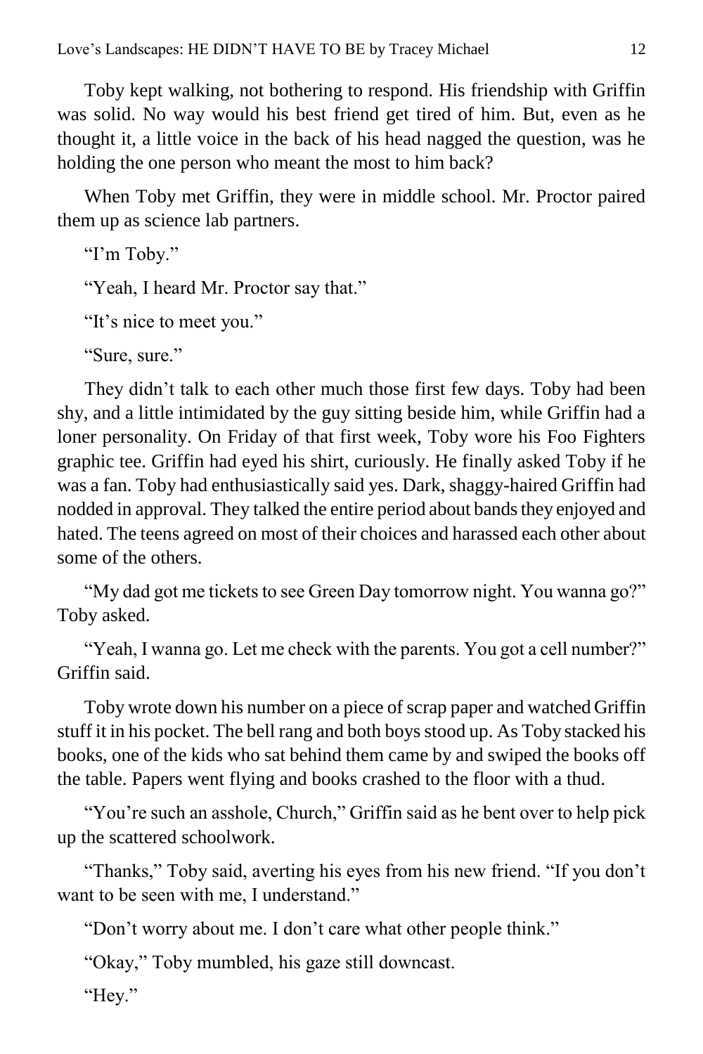Toby kept walking, not bothering to respond. His friendship with Griffin was solid. No way would his best friend get tired of him. But, even as he thought it, a little voice in the back of his head nagged the question, was he holding the one person who meant the most to him back?

When Toby met Griffin, they were in middle school. Mr. Proctor paired them up as science lab partners.

"I'm Toby."

"Yeah, I heard Mr. Proctor say that."

"It's nice to meet you."

"Sure, sure."

They didn't talk to each other much those first few days. Toby had been shy, and a little intimidated by the guy sitting beside him, while Griffin had a loner personality. On Friday of that first week, Toby wore his Foo Fighters graphic tee. Griffin had eyed his shirt, curiously. He finally asked Toby if he was a fan. Toby had enthusiastically said yes. Dark, shaggy-haired Griffin had nodded in approval. They talked the entire period about bands they enjoyed and hated. The teens agreed on most of their choices and harassed each other about some of the others.

"My dad got me tickets to see Green Day tomorrow night. You wanna go?" Toby asked.

"Yeah, I wanna go. Let me check with the parents. You got a cell number?" Griffin said.

Toby wrote down his number on a piece of scrap paper and watched Griffin stuff it in his pocket. The bell rang and both boys stood up. As Toby stacked his books, one of the kids who sat behind them came by and swiped the books off the table. Papers went flying and books crashed to the floor with a thud.

"You're such an asshole, Church," Griffin said as he bent over to help pick up the scattered schoolwork.

"Thanks," Toby said, averting his eyes from his new friend. "If you don't want to be seen with me, I understand."

"Don't worry about me. I don't care what other people think."

"Okay," Toby mumbled, his gaze still downcast.

"Hey."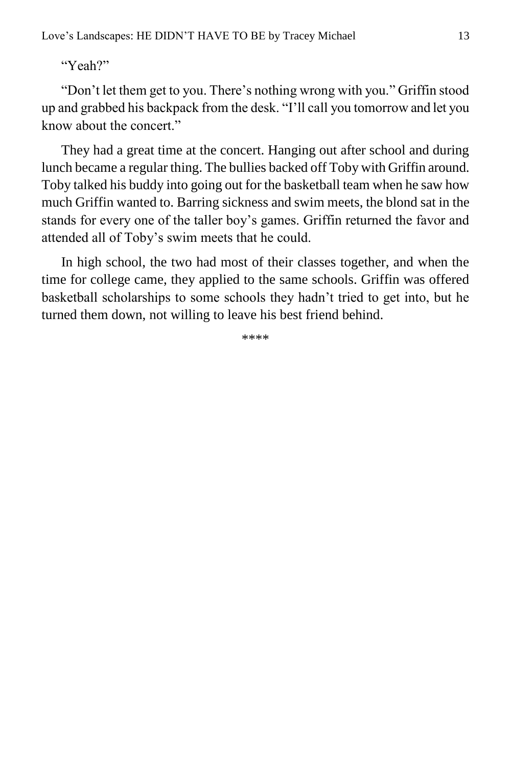"Yeah?"

"Don't let them get to you. There's nothing wrong with you." Griffin stood up and grabbed his backpack from the desk. "I'll call you tomorrow and let you know about the concert."

They had a great time at the concert. Hanging out after school and during lunch became a regular thing. The bullies backed off Toby with Griffin around. Toby talked his buddy into going out for the basketball team when he saw how much Griffin wanted to. Barring sickness and swim meets, the blond sat in the stands for every one of the taller boy's games. Griffin returned the favor and attended all of Toby's swim meets that he could.

In high school, the two had most of their classes together, and when the time for college came, they applied to the same schools. Griffin was offered basketball scholarships to some schools they hadn't tried to get into, but he turned them down, not willing to leave his best friend behind.

****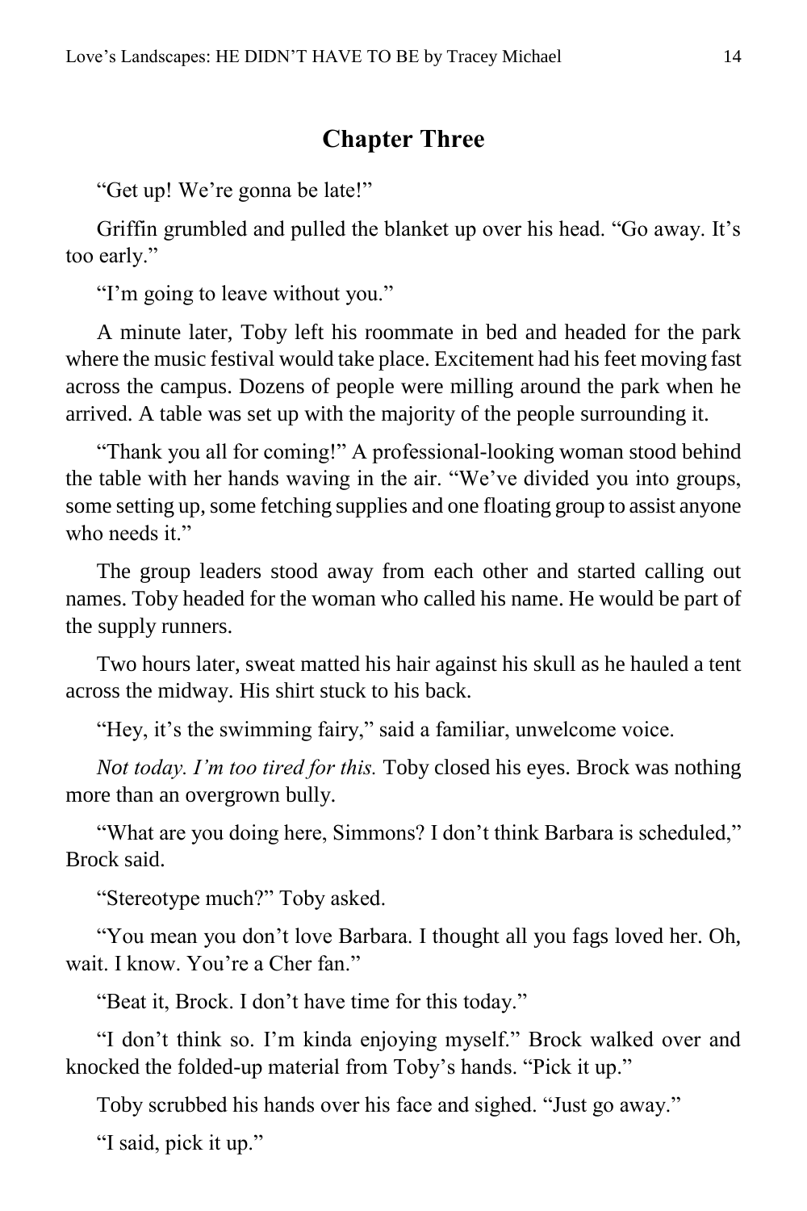## Chapter Three

"Get up! We're gonna be late!"

Griffin grumbled and pulled the blanket up over his head. "Go away. It's too early."

"I'm going to leave without you."

A minute later, Toby left his roommate in bed and headed for the park where the music festival would take place. Excitement had his feet moving fast across the campus. Dozens of people were milling around the park when he arrived. A table was set up with the majority of the people surrounding it.

"Thank you all for coming!" A professional-looking woman stood behind the table with her hands waving in the air. "We've divided you into groups, some setting up, some fetching supplies and one floating group to assist anyone who needs it."

The group leaders stood away from each other and started calling out names. Toby headed for the woman who called his name. He would be part of the supply runners.

Two hours later, sweat matted his hair against his skull as he hauled a tent across the midway. His shirt stuck to his back.

"Hey, it's the swimming fairy," said a familiar, unwelcome voice.

*Not today. I'm too tired for this.* Toby closed his eyes. Brock was nothing more than an overgrown bully.

"What are you doing here, Simmons? I don't think Barbara is scheduled," Brock said.

"Stereotype much?" Toby asked.

"You mean you don't love Barbara. I thought all you fags loved her. Oh, wait. I know. You're a Cher fan."

"Beat it, Brock. I don't have time for this today."

"I don't think so. I'm kinda enjoying myself." Brock walked over and knocked the folded-up material from Toby's hands. "Pick it up."

Toby scrubbed his hands over his face and sighed. "Just go away."

"I said, pick it up."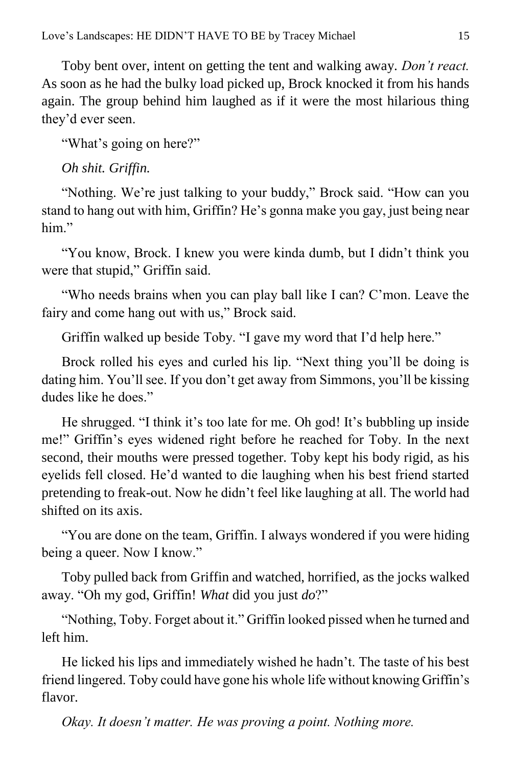Toby bent over, intent on getting the tent and walking away. *Don't react.* As soon as he had the bulky load picked up, Brock knocked it from his hands again. The group behind him laughed as if it were the most hilarious thing they'd ever seen.

"What's going on here?"

*Oh shit. Griffin.*

"Nothing. We're just talking to your buddy," Brock said. "How can you stand to hang out with him, Griffin? He's gonna make you gay, just being near him."

"You know, Brock. I knew you were kinda dumb, but I didn't think you were that stupid," Griffin said.

"Who needs brains when you can play ball like I can? C'mon. Leave the fairy and come hang out with us," Brock said.

Griffin walked up beside Toby. "I gave my word that I'd help here."

Brock rolled his eyes and curled his lip. "Next thing you'll be doing is dating him. You'll see. If you don't get away from Simmons, you'll be kissing dudes like he does."

He shrugged. "I think it's too late for me. Oh god! It's bubbling up inside me!" Griffin's eyes widened right before he reached for Toby. In the next second, their mouths were pressed together. Toby kept his body rigid, as his eyelids fell closed. He'd wanted to die laughing when his best friend started pretending to freak-out. Now he didn't feel like laughing at all. The world had shifted on its axis.

"You are done on the team, Griffin. I always wondered if you were hiding being a queer. Now I know."

Toby pulled back from Griffin and watched, horrified, as the jocks walked away. "Oh my god, Griffin! *What* did you just *do*?"

"Nothing, Toby. Forget about it." Griffin looked pissed when he turned and left him.

He licked his lips and immediately wished he hadn't. The taste of his best friend lingered. Toby could have gone his whole life without knowing Griffin's flavor.

*Okay. It doesn't matter. He was proving a point. Nothing more.*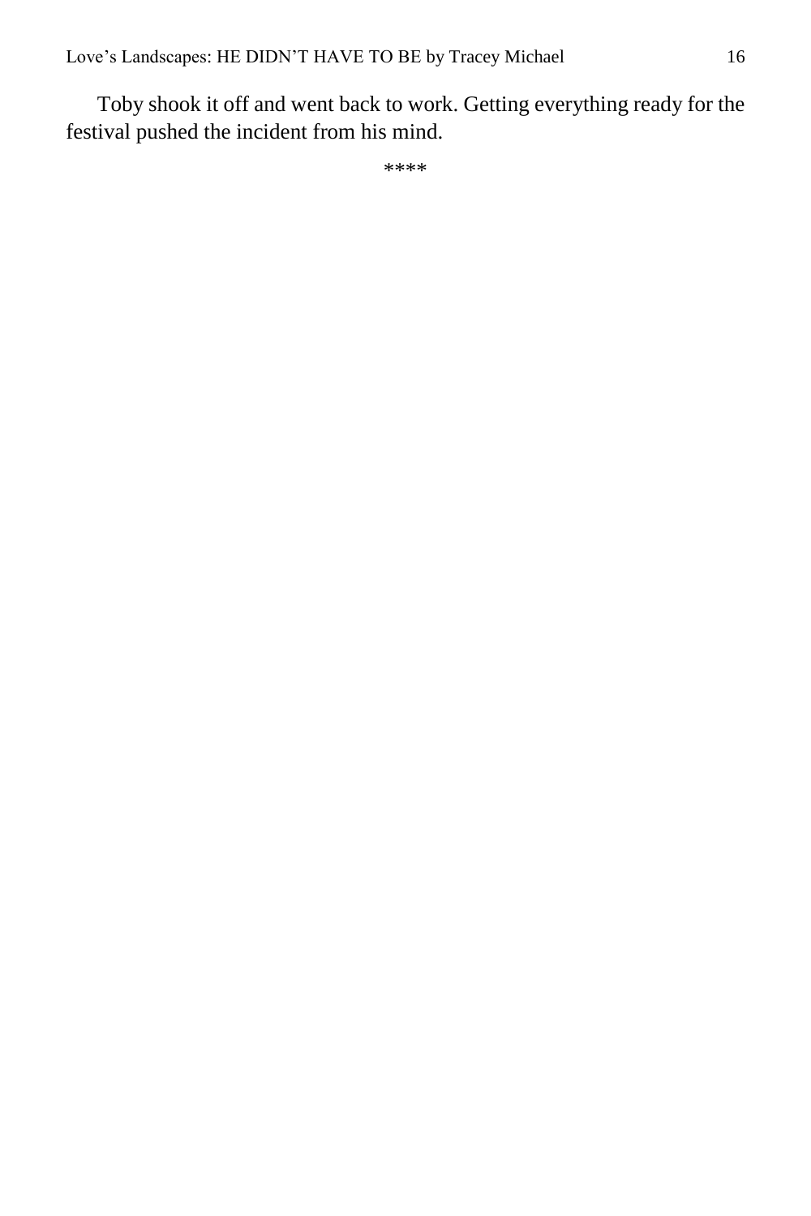Toby shook it off and went back to work. Getting everything ready for the festival pushed the incident from his mind.

****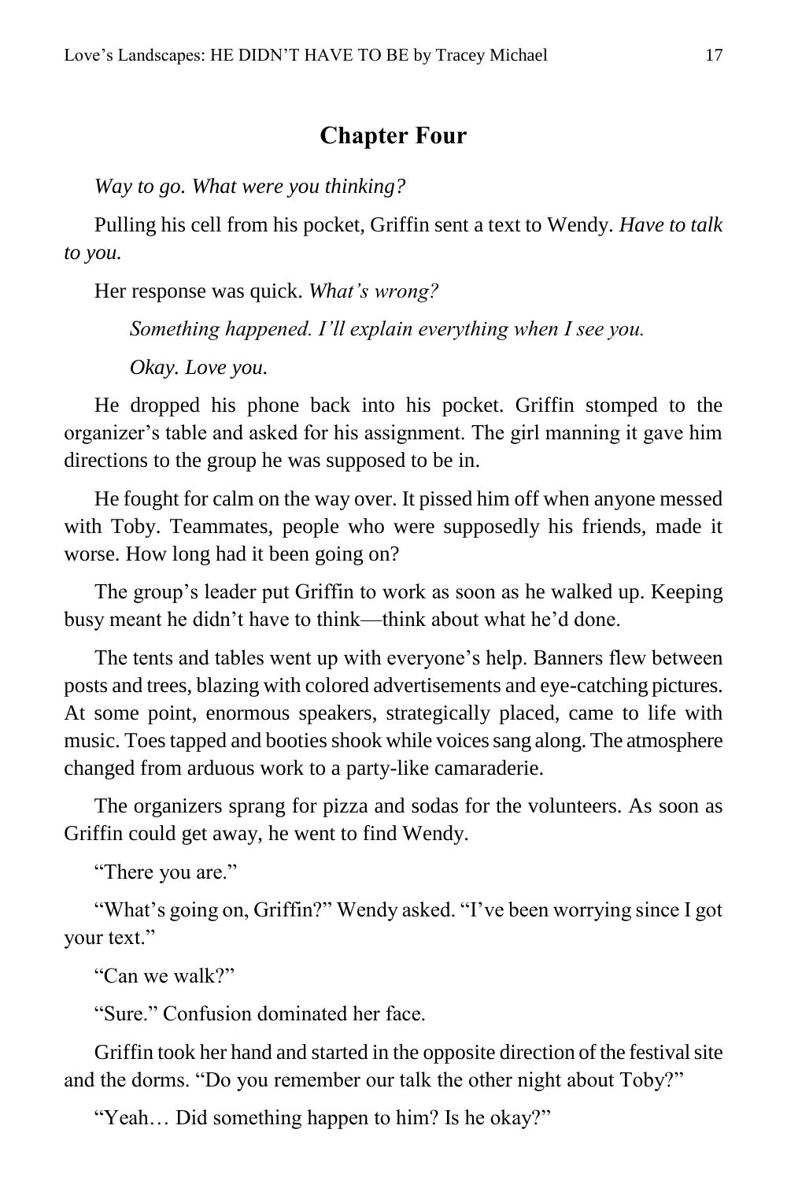## Chapter Four

*Way to go. What were you thinking?*

Pulling his cell from his pocket, Griffin sent a text to Wendy. *Have to talk to you.*

Her response was quick. *What's wrong?*

*Something happened. I'll explain everything when I see you.*

*Okay. Love you.*

He dropped his phone back into his pocket. Griffin stomped to the organizer's table and asked for his assignment. The girl manning it gave him directions to the group he was supposed to be in.

He fought for calm on the way over. It pissed him off when anyone messed with Toby. Teammates, people who were supposedly his friends, made it worse. How long had it been going on?

The group's leader put Griffin to work as soon as he walked up. Keeping busy meant he didn't have to think—think about what he'd done.

The tents and tables went up with everyone's help. Banners flew between posts and trees, blazing with colored advertisements and eye-catching pictures. At some point, enormous speakers, strategically placed, came to life with music. Toes tapped and booties shook while voices sang along. The atmosphere changed from arduous work to a party-like camaraderie.

The organizers sprang for pizza and sodas for the volunteers. As soon as Griffin could get away, he went to find Wendy.

"There you are."

"What's going on, Griffin?" Wendy asked. "I've been worrying since I got your text."

"Can we walk?"

"Sure." Confusion dominated her face.

Griffin took her hand and started in the opposite direction of the festival site and the dorms. "Do you remember our talk the other night about Toby?"

"Yeah… Did something happen to him? Is he okay?"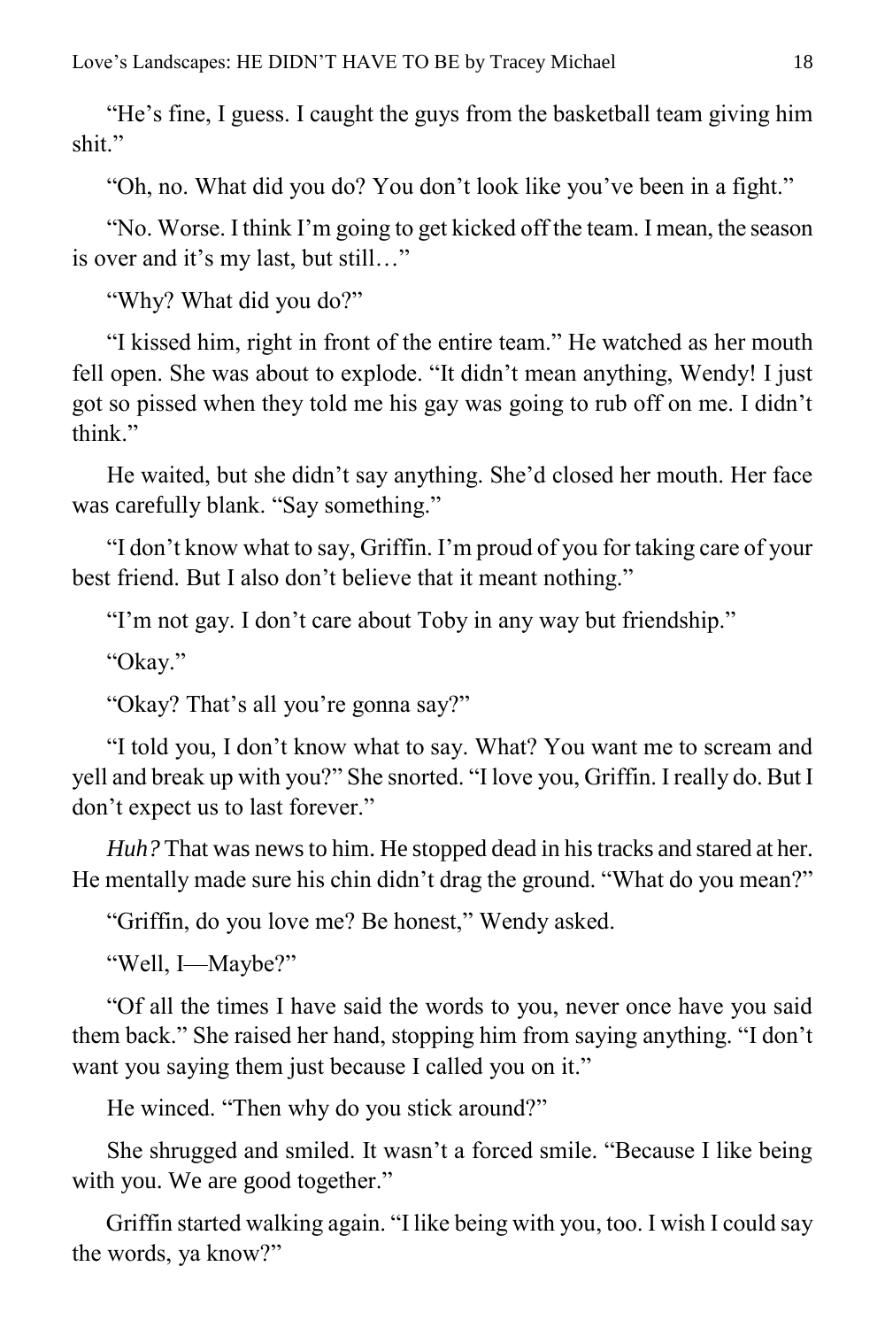"He's fine, I guess. I caught the guys from the basketball team giving him shit."

"Oh, no. What did you do? You don't look like you've been in a fight."

"No. Worse. I think I'm going to get kicked off the team. I mean, the season is over and it's my last, but still…"

"Why? What did you do?"

"I kissed him, right in front of the entire team." He watched as her mouth fell open. She was about to explode. "It didn't mean anything, Wendy! I just got so pissed when they told me his gay was going to rub off on me. I didn't think."

He waited, but she didn't say anything. She'd closed her mouth. Her face was carefully blank. "Say something."

"I don't know what to say, Griffin. I'm proud of you for taking care of your best friend. But I also don't believe that it meant nothing."

"I'm not gay. I don't care about Toby in any way but friendship."

"Okay."

"Okay? That's all you're gonna say?"

"I told you, I don't know what to say. What? You want me to scream and yell and break up with you?" She snorted. "I love you, Griffin. I really do. But I don't expect us to last forever."

*Huh?* That was news to him. He stopped dead in his tracks and stared at her. He mentally made sure his chin didn't drag the ground. "What do you mean?"

"Griffin, do you love me? Be honest," Wendy asked.

"Well, I—Maybe?"

"Of all the times I have said the words to you, never once have you said them back." She raised her hand, stopping him from saying anything. "I don't want you saying them just because I called you on it."

He winced. "Then why do you stick around?"

She shrugged and smiled. It wasn't a forced smile. "Because I like being with you. We are good together."

Griffin started walking again. "I like being with you, too. I wish I could say the words, ya know?"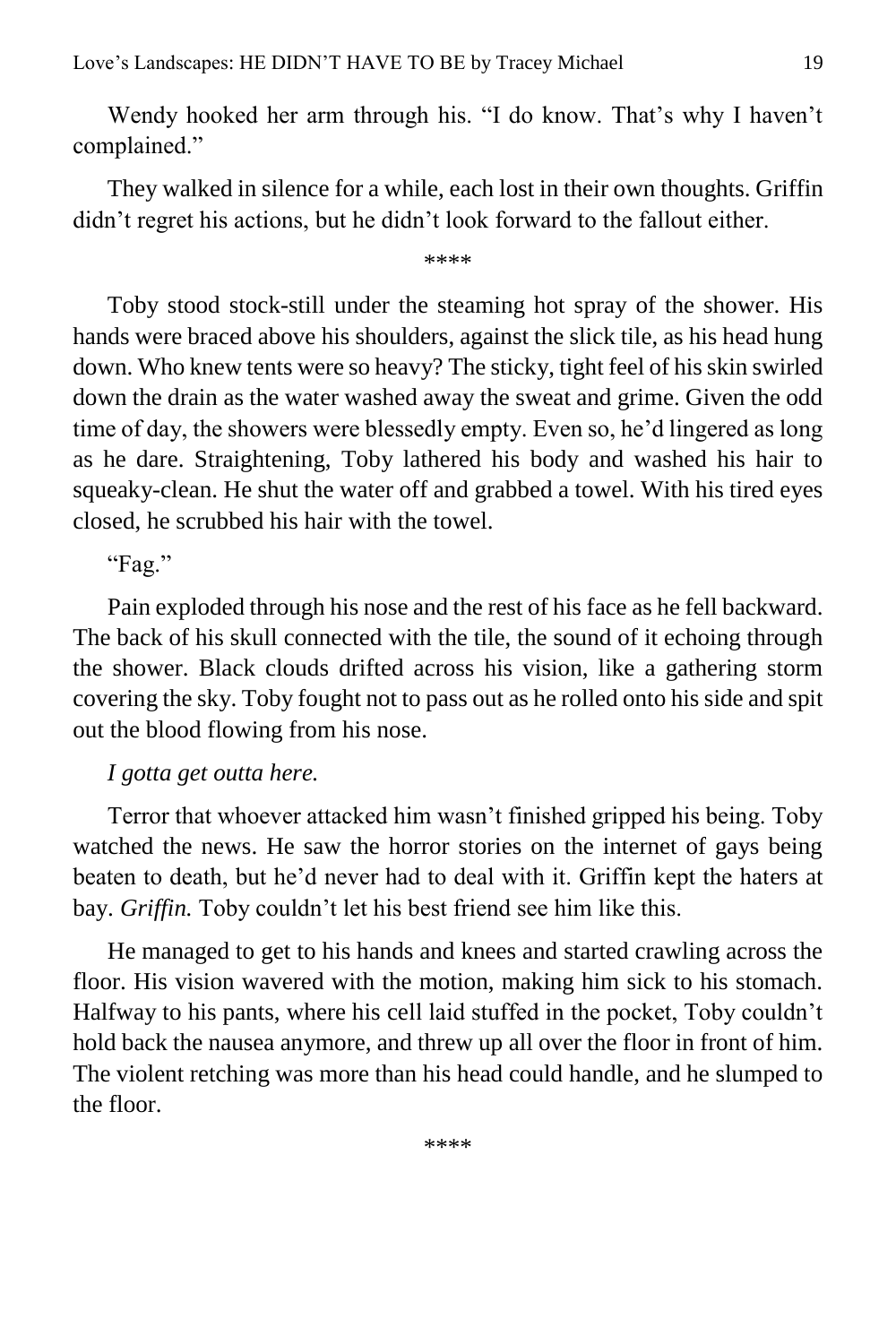Wendy hooked her arm through his. "I do know. That's why I haven't complained."

They walked in silence for a while, each lost in their own thoughts. Griffin didn't regret his actions, but he didn't look forward to the fallout either.

****

Toby stood stock-still under the steaming hot spray of the shower. His hands were braced above his shoulders, against the slick tile, as his head hung down. Who knew tents were so heavy? The sticky, tight feel of his skin swirled down the drain as the water washed away the sweat and grime. Given the odd time of day, the showers were blessedly empty. Even so, he'd lingered as long as he dare. Straightening, Toby lathered his body and washed his hair to squeaky-clean. He shut the water off and grabbed a towel. With his tired eyes closed, he scrubbed his hair with the towel.

"Fag."

Pain exploded through his nose and the rest of his face as he fell backward. The back of his skull connected with the tile, the sound of it echoing through the shower. Black clouds drifted across his vision, like a gathering storm covering the sky. Toby fought not to pass out as he rolled onto his side and spit out the blood flowing from his nose.

*I gotta get outta here.*

Terror that whoever attacked him wasn't finished gripped his being. Toby watched the news. He saw the horror stories on the internet of gays being beaten to death, but he'd never had to deal with it. Griffin kept the haters at bay. *Griffin.* Toby couldn't let his best friend see him like this.

He managed to get to his hands and knees and started crawling across the floor. His vision wavered with the motion, making him sick to his stomach. Halfway to his pants, where his cell laid stuffed in the pocket, Toby couldn't hold back the nausea anymore, and threw up all over the floor in front of him. The violent retching was more than his head could handle, and he slumped to the floor.

****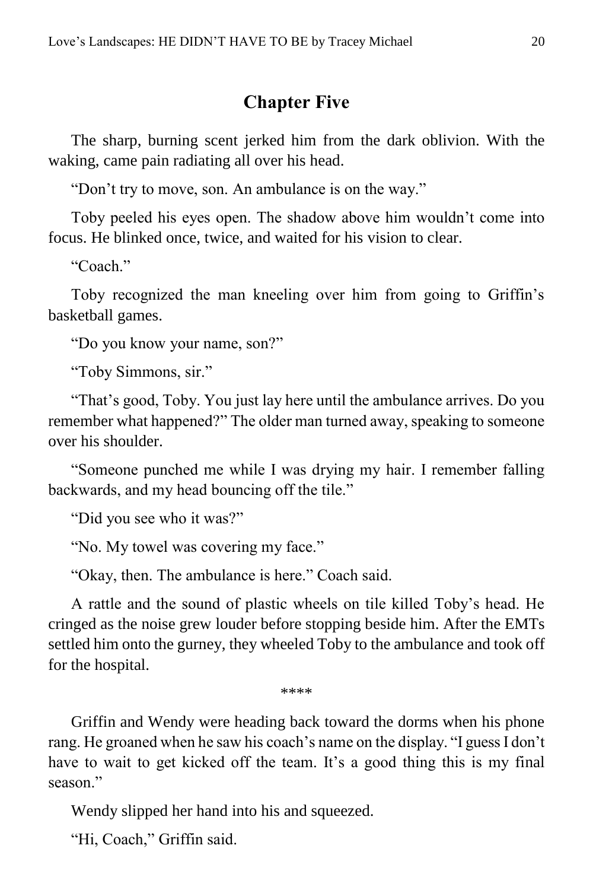## Chapter Five

The sharp, burning scent jerked him from the dark oblivion. With the waking, came pain radiating all over his head.

"Don't try to move, son. An ambulance is on the way."

Toby peeled his eyes open. The shadow above him wouldn't come into focus. He blinked once, twice, and waited for his vision to clear.

"Coach."

Toby recognized the man kneeling over him from going to Griffin's basketball games.

"Do you know your name, son?"

"Toby Simmons, sir."

"That's good, Toby. You just lay here until the ambulance arrives. Do you remember what happened?" The older man turned away, speaking to someone over his shoulder.

"Someone punched me while I was drying my hair. I remember falling backwards, and my head bouncing off the tile."

"Did you see who it was?"

"No. My towel was covering my face."

"Okay, then. The ambulance is here." Coach said.

A rattle and the sound of plastic wheels on tile killed Toby's head. He cringed as the noise grew louder before stopping beside him. After the EMTs settled him onto the gurney, they wheeled Toby to the ambulance and took off for the hospital.

\*\*\*\*

Griffin and Wendy were heading back toward the dorms when his phone rang. He groaned when he saw his coach's name on the display. "I guess I don't have to wait to get kicked off the team. It's a good thing this is my final season."

Wendy slipped her hand into his and squeezed.

"Hi, Coach," Griffin said.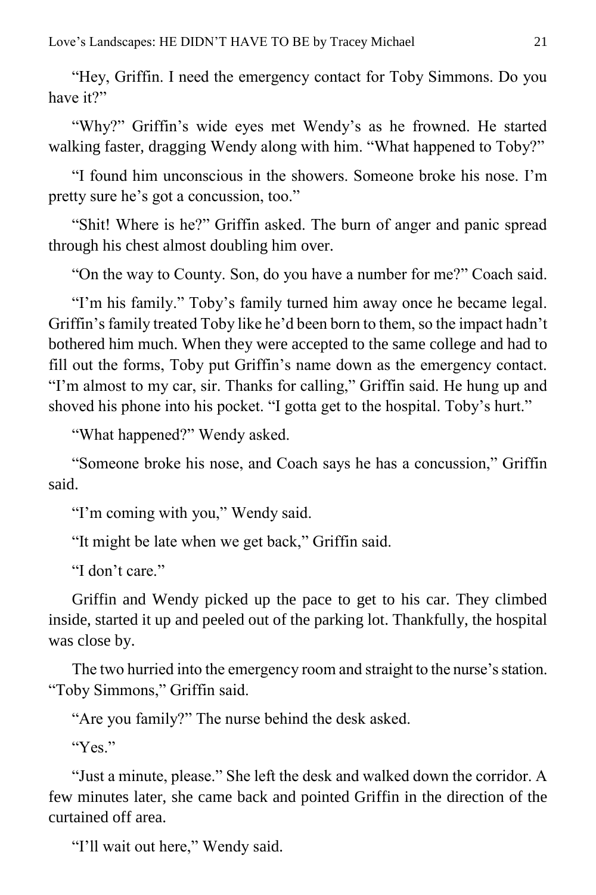"Hey, Griffin. I need the emergency contact for Toby Simmons. Do you have it?"

"Why?" Griffin's wide eyes met Wendy's as he frowned. He started walking faster, dragging Wendy along with him. "What happened to Toby?"

"I found him unconscious in the showers. Someone broke his nose. I'm pretty sure he's got a concussion, too."

"Shit! Where is he?" Griffin asked. The burn of anger and panic spread through his chest almost doubling him over.

"On the way to County. Son, do you have a number for me?" Coach said.

"I'm his family." Toby's family turned him away once he became legal. Griffin's family treated Toby like he'd been born to them, so the impact hadn't bothered him much. When they were accepted to the same college and had to fill out the forms, Toby put Griffin's name down as the emergency contact. "I'm almost to my car, sir. Thanks for calling," Griffin said. He hung up and shoved his phone into his pocket. "I gotta get to the hospital. Toby's hurt."

"What happened?" Wendy asked.

"Someone broke his nose, and Coach says he has a concussion," Griffin said.

"I'm coming with you," Wendy said.

"It might be late when we get back," Griffin said.

"I don't care."

Griffin and Wendy picked up the pace to get to his car. They climbed inside, started it up and peeled out of the parking lot. Thankfully, the hospital was close by.

The two hurried into the emergency room and straight to the nurse's station. "Toby Simmons," Griffin said.

"Are you family?" The nurse behind the desk asked.

"Yes."

"Just a minute, please." She left the desk and walked down the corridor. A few minutes later, she came back and pointed Griffin in the direction of the curtained off area.

"I'll wait out here," Wendy said.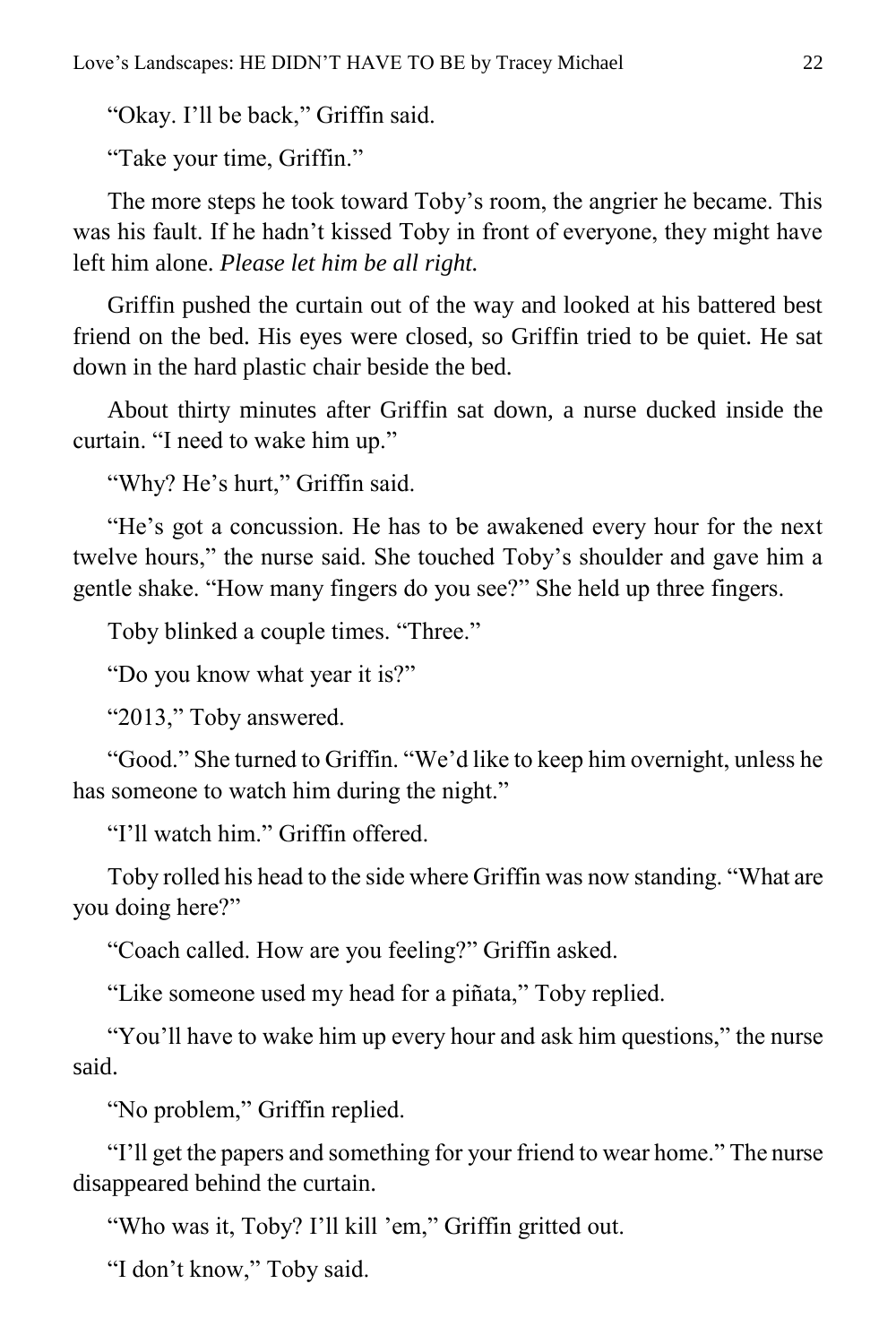"Okay. I'll be back," Griffin said.

"Take your time, Griffin."

The more steps he took toward Toby's room, the angrier he became. This was his fault. If he hadn't kissed Toby in front of everyone, they might have left him alone. *Please let him be all right.*

Griffin pushed the curtain out of the way and looked at his battered best friend on the bed. His eyes were closed, so Griffin tried to be quiet. He sat down in the hard plastic chair beside the bed.

About thirty minutes after Griffin sat down, a nurse ducked inside the curtain. "I need to wake him up."

"Why? He's hurt," Griffin said.

"He's got a concussion. He has to be awakened every hour for the next twelve hours," the nurse said. She touched Toby's shoulder and gave him a gentle shake. "How many fingers do you see?" She held up three fingers.

Toby blinked a couple times. "Three."

"Do you know what year it is?"

"2013," Toby answered.

"Good." She turned to Griffin. "We'd like to keep him overnight, unless he has someone to watch him during the night."

"I'll watch him." Griffin offered.

Toby rolled his head to the side where Griffin was now standing. "What are you doing here?"

"Coach called. How are you feeling?" Griffin asked.

"Like someone used my head for a piñata," Toby replied.

"You'll have to wake him up every hour and ask him questions," the nurse said.

"No problem," Griffin replied.

"I'll get the papers and something for your friend to wear home." The nurse disappeared behind the curtain.

"Who was it, Toby? I'll kill 'em," Griffin gritted out.

"I don't know," Toby said.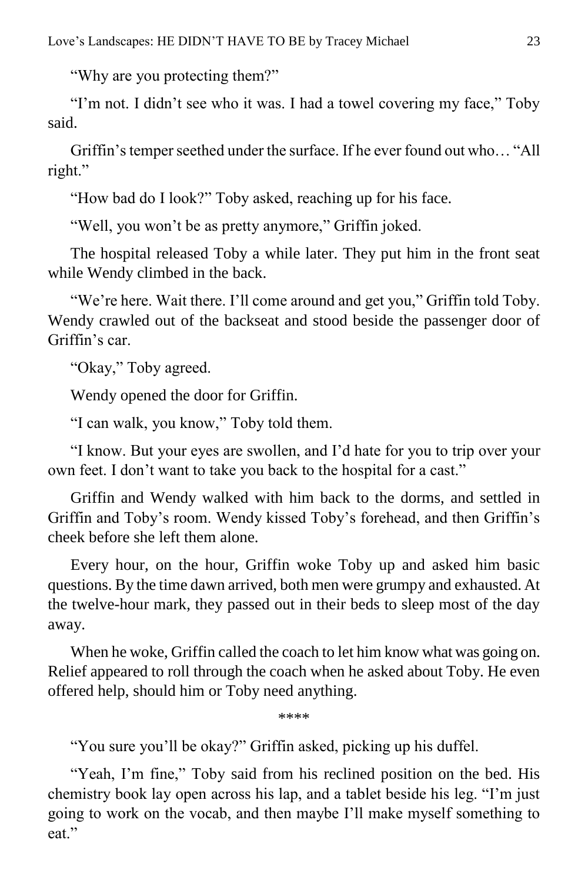"Why are you protecting them?"

"I'm not. I didn't see who it was. I had a towel covering my face," Toby said.

Griffin's temper seethed under the surface. If he ever found out who… "All right."

"How bad do I look?" Toby asked, reaching up for his face.

"Well, you won't be as pretty anymore," Griffin joked.

The hospital released Toby a while later. They put him in the front seat while Wendy climbed in the back.

"We're here. Wait there. I'll come around and get you," Griffin told Toby. Wendy crawled out of the backseat and stood beside the passenger door of Griffin's car.

"Okay," Toby agreed.

Wendy opened the door for Griffin.

"I can walk, you know," Toby told them.

"I know. But your eyes are swollen, and I'd hate for you to trip over your own feet. I don't want to take you back to the hospital for a cast."

Griffin and Wendy walked with him back to the dorms, and settled in Griffin and Toby's room. Wendy kissed Toby's forehead, and then Griffin's cheek before she left them alone.

Every hour, on the hour, Griffin woke Toby up and asked him basic questions. By the time dawn arrived, both men were grumpy and exhausted. At the twelve-hour mark, they passed out in their beds to sleep most of the day away.

When he woke, Griffin called the coach to let him know what was going on. Relief appeared to roll through the coach when he asked about Toby. He even offered help, should him or Toby need anything.

****

"You sure you'll be okay?" Griffin asked, picking up his duffel.

"Yeah, I'm fine," Toby said from his reclined position on the bed. His chemistry book lay open across his lap, and a tablet beside his leg. "I'm just going to work on the vocab, and then maybe I'll make myself something to eat."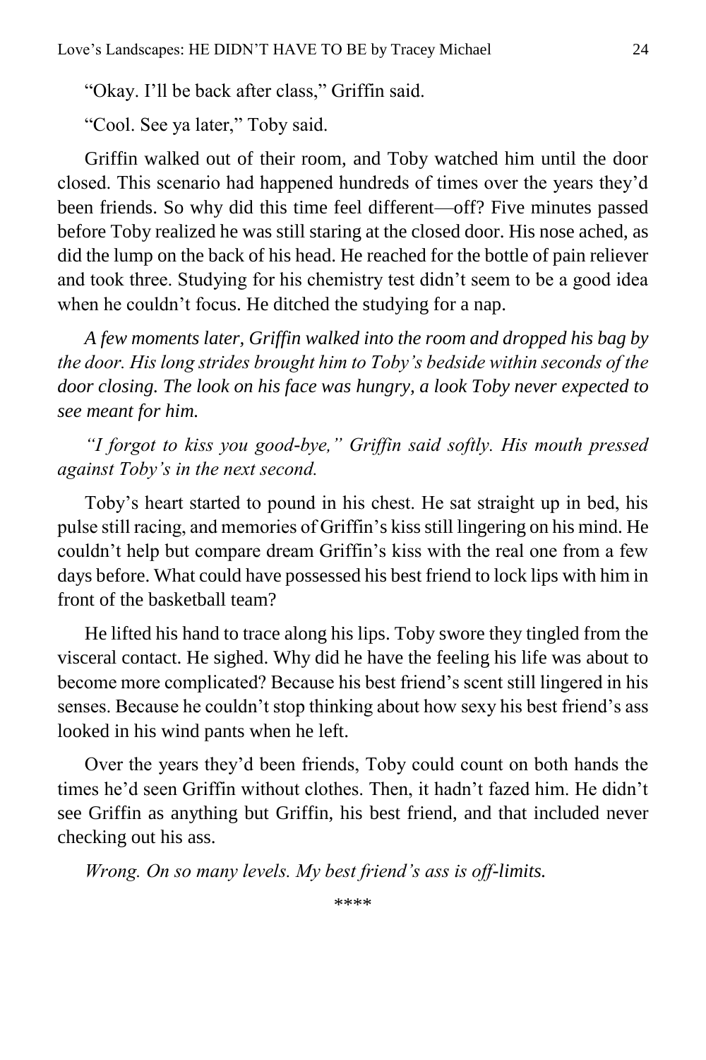"Okay. I'll be back after class," Griffin said.

"Cool. See ya later," Toby said.

Griffin walked out of their room, and Toby watched him until the door closed. This scenario had happened hundreds of times over the years they'd been friends. So why did this time feel different—off? Five minutes passed before Toby realized he was still staring at the closed door. His nose ached, as did the lump on the back of his head. He reached for the bottle of pain reliever and took three. Studying for his chemistry test didn't seem to be a good idea when he couldn't focus. He ditched the studying for a nap.

*A few moments later, Griffin walked into the room and dropped his bag by the door. His long strides brought him to Toby's bedside within seconds of the door closing. The look on his face was hungry, a look Toby never expected to see meant for him.*

*"I forgot to kiss you good-bye," Griffin said softly. His mouth pressed against Toby's in the next second.*

Toby's heart started to pound in his chest. He sat straight up in bed, his pulse still racing, and memories of Griffin's kiss still lingering on his mind. He couldn't help but compare dream Griffin's kiss with the real one from a few days before. What could have possessed his best friend to lock lips with him in front of the basketball team?

He lifted his hand to trace along his lips. Toby swore they tingled from the visceral contact. He sighed. Why did he have the feeling his life was about to become more complicated? Because his best friend's scent still lingered in his senses. Because he couldn't stop thinking about how sexy his best friend's ass looked in his wind pants when he left.

Over the years they'd been friends, Toby could count on both hands the times he'd seen Griffin without clothes. Then, it hadn't fazed him. He didn't see Griffin as anything but Griffin, his best friend, and that included never checking out his ass.

*Wrong. On so many levels. My best friend's ass is off-limits.*

****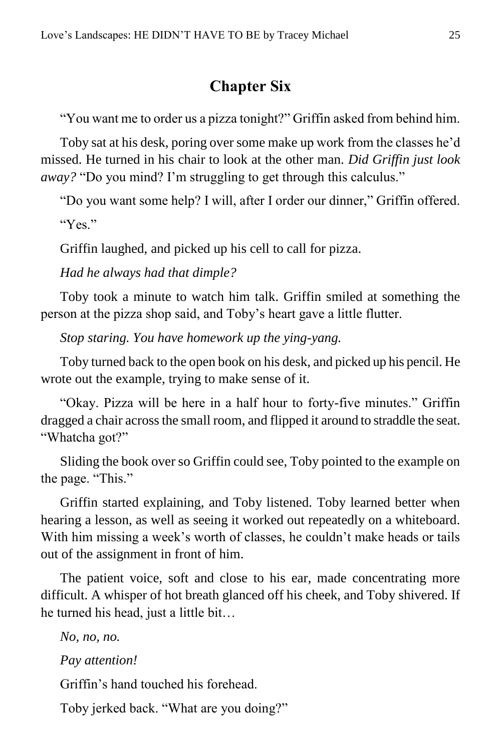## Chapter Six

"You want me to order us a pizza tonight?" Griffin asked from behind him.

Toby sat at his desk, poring over some make up work from the classes he'd missed. He turned in his chair to look at the other man. *Did Griffin just look away?* "Do you mind? I'm struggling to get through this calculus."

"Do you want some help? I will, after I order our dinner," Griffin offered.

"Yes."

Griffin laughed, and picked up his cell to call for pizza.

*Had he always had that dimple?*

Toby took a minute to watch him talk. Griffin smiled at something the person at the pizza shop said, and Toby's heart gave a little flutter.

*Stop staring. You have homework up the ying-yang.*

Toby turned back to the open book on his desk, and picked up his pencil. He wrote out the example, trying to make sense of it.

"Okay. Pizza will be here in a half hour to forty-five minutes." Griffin dragged a chair across the small room, and flipped it around to straddle the seat. "Whatcha got?"

Sliding the book over so Griffin could see, Toby pointed to the example on the page. "This."

Griffin started explaining, and Toby listened. Toby learned better when hearing a lesson, as well as seeing it worked out repeatedly on a whiteboard. With him missing a week's worth of classes, he couldn't make heads or tails out of the assignment in front of him.

The patient voice, soft and close to his ear, made concentrating more difficult. A whisper of hot breath glanced off his cheek, and Toby shivered. If he turned his head, just a little bit…

*No, no, no.*

*Pay attention!*

Griffin's hand touched his forehead.

Toby jerked back. "What are you doing?"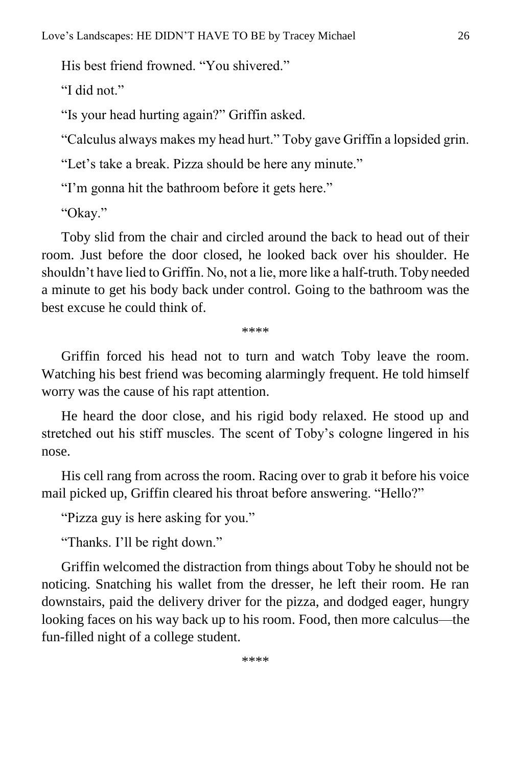His best friend frowned. “You shivered.”

“I did not.”

“Is your head hurting again?” Griffin asked.

“Calculus always makes my head hurt.” Toby gave Griffin a lopsided grin.

“Let’s take a break. Pizza should be here any minute.”

“I’m gonna hit the bathroom before it gets here.”

“Okay.”

Toby slid from the chair and circled around the back to head out of their room. Just before the door closed, he looked back over his shoulder. He shouldn’t have lied to Griffin. No, not a lie, more like a half-truth. Toby needed a minute to get his body back under control. Going to the bathroom was the best excuse he could think of.

****

Griffin forced his head not to turn and watch Toby leave the room. Watching his best friend was becoming alarmingly frequent. He told himself worry was the cause of his rapt attention.

He heard the door close, and his rigid body relaxed. He stood up and stretched out his stiff muscles. The scent of Toby’s cologne lingered in his nose.

His cell rang from across the room. Racing over to grab it before his voice mail picked up, Griffin cleared his throat before answering. “Hello?”

“Pizza guy is here asking for you.”

“Thanks. I’ll be right down.”

Griffin welcomed the distraction from things about Toby he should not be noticing. Snatching his wallet from the dresser, he left their room. He ran downstairs, paid the delivery driver for the pizza, and dodged eager, hungry looking faces on his way back up to his room. Food, then more calculus—the fun-filled night of a college student.

****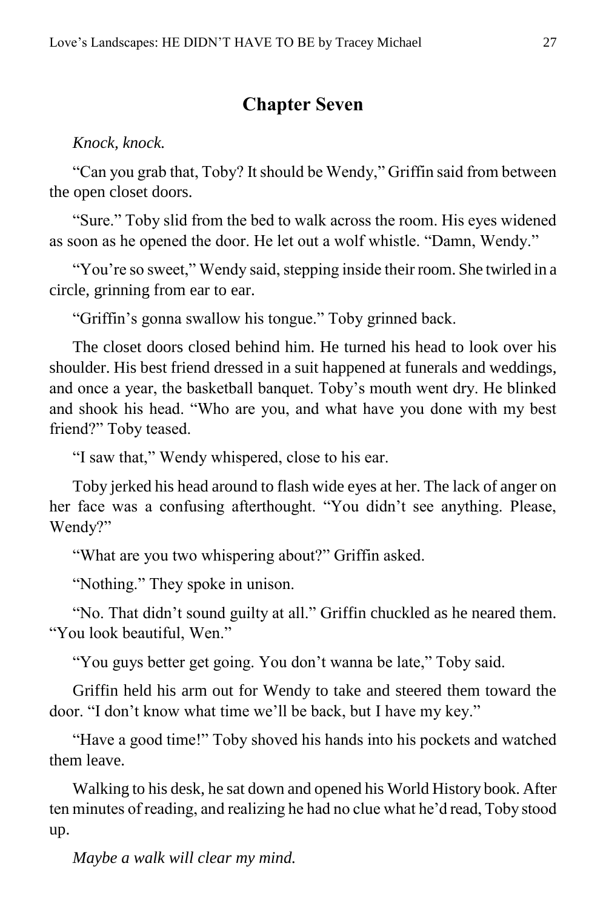## Chapter Seven

*Knock, knock.*

"Can you grab that, Toby? It should be Wendy," Griffin said from between the open closet doors.

"Sure." Toby slid from the bed to walk across the room. His eyes widened as soon as he opened the door. He let out a wolf whistle. "Damn, Wendy."

"You're so sweet," Wendy said, stepping inside their room. She twirled in a circle, grinning from ear to ear.

"Griffin's gonna swallow his tongue." Toby grinned back.

The closet doors closed behind him. He turned his head to look over his shoulder. His best friend dressed in a suit happened at funerals and weddings, and once a year, the basketball banquet. Toby's mouth went dry. He blinked and shook his head. "Who are you, and what have you done with my best friend?" Toby teased.

"I saw that," Wendy whispered, close to his ear.

Toby jerked his head around to flash wide eyes at her. The lack of anger on her face was a confusing afterthought. "You didn't see anything. Please, Wendy?"

"What are you two whispering about?" Griffin asked.

"Nothing." They spoke in unison.

"No. That didn't sound guilty at all." Griffin chuckled as he neared them. "You look beautiful, Wen."

"You guys better get going. You don't wanna be late," Toby said.

Griffin held his arm out for Wendy to take and steered them toward the door. "I don't know what time we'll be back, but I have my key."

"Have a good time!" Toby shoved his hands into his pockets and watched them leave.

Walking to his desk, he sat down and opened his World History book. After ten minutes of reading, and realizing he had no clue what he'd read, Toby stood up.

*Maybe a walk will clear my mind.*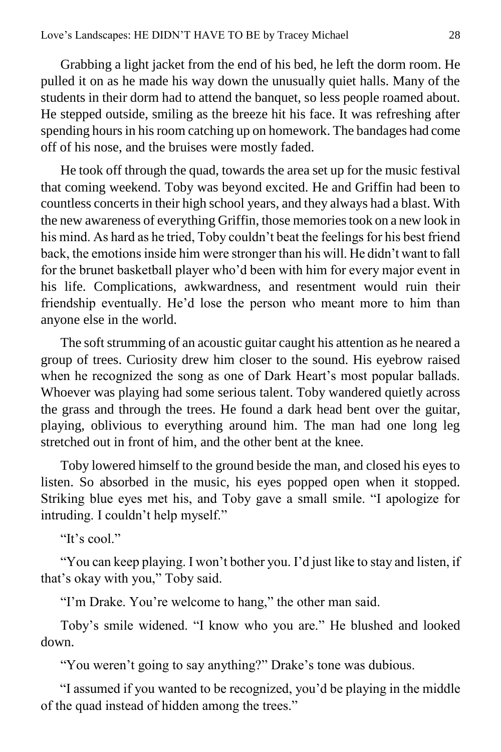Grabbing a light jacket from the end of his bed, he left the dorm room. He pulled it on as he made his way down the unusually quiet halls. Many of the students in their dorm had to attend the banquet, so less people roamed about. He stepped outside, smiling as the breeze hit his face. It was refreshing after spending hours in his room catching up on homework. The bandages had come off of his nose, and the bruises were mostly faded.

He took off through the quad, towards the area set up for the music festival that coming weekend. Toby was beyond excited. He and Griffin had been to countless concerts in their high school years, and they always had a blast. With the new awareness of everything Griffin, those memories took on a new look in his mind. As hard as he tried, Toby couldn't beat the feelings for his best friend back, the emotions inside him were stronger than his will. He didn't want to fall for the brunet basketball player who'd been with him for every major event in his life. Complications, awkwardness, and resentment would ruin their friendship eventually. He'd lose the person who meant more to him than anyone else in the world.

The soft strumming of an acoustic guitar caught his attention as he neared a group of trees. Curiosity drew him closer to the sound. His eyebrow raised when he recognized the song as one of Dark Heart's most popular ballads. Whoever was playing had some serious talent. Toby wandered quietly across the grass and through the trees. He found a dark head bent over the guitar, playing, oblivious to everything around him. The man had one long leg stretched out in front of him, and the other bent at the knee.

Toby lowered himself to the ground beside the man, and closed his eyes to listen. So absorbed in the music, his eyes popped open when it stopped. Striking blue eyes met his, and Toby gave a small smile. "I apologize for intruding. I couldn't help myself."

"It's cool."

"You can keep playing. I won't bother you. I'd just like to stay and listen, if that's okay with you," Toby said.

"I'm Drake. You're welcome to hang," the other man said.

Toby's smile widened. "I know who you are." He blushed and looked down.

"You weren't going to say anything?" Drake's tone was dubious.

"I assumed if you wanted to be recognized, you'd be playing in the middle of the quad instead of hidden among the trees."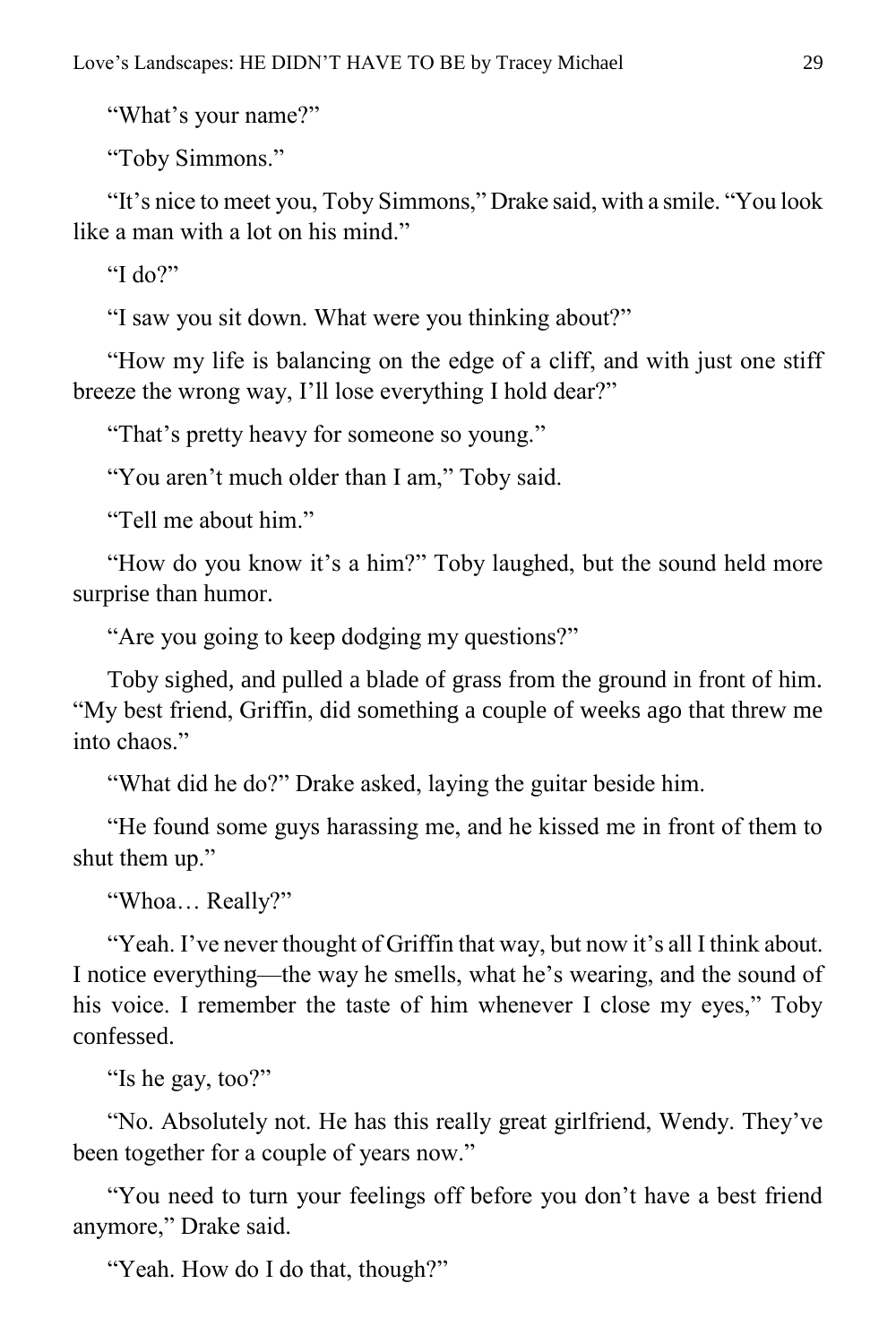"What's your name?"

"Toby Simmons."

"It's nice to meet you, Toby Simmons," Drake said, with a smile. "You look like a man with a lot on his mind."

"I do?"

"I saw you sit down. What were you thinking about?"

"How my life is balancing on the edge of a cliff, and with just one stiff breeze the wrong way, I'll lose everything I hold dear?"

"That's pretty heavy for someone so young."

"You aren't much older than I am," Toby said.

"Tell me about him."

"How do you know it's a him?" Toby laughed, but the sound held more surprise than humor.

"Are you going to keep dodging my questions?"

Toby sighed, and pulled a blade of grass from the ground in front of him. "My best friend, Griffin, did something a couple of weeks ago that threw me into chaos."

"What did he do?" Drake asked, laying the guitar beside him.

"He found some guys harassing me, and he kissed me in front of them to shut them up."

"Whoa… Really?"

"Yeah. I've never thought of Griffin that way, but now it's all I think about. I notice everything—the way he smells, what he's wearing, and the sound of his voice. I remember the taste of him whenever I close my eyes," Toby confessed.

"Is he gay, too?"

"No. Absolutely not. He has this really great girlfriend, Wendy. They've been together for a couple of years now."

"You need to turn your feelings off before you don't have a best friend anymore," Drake said.

"Yeah. How do I do that, though?"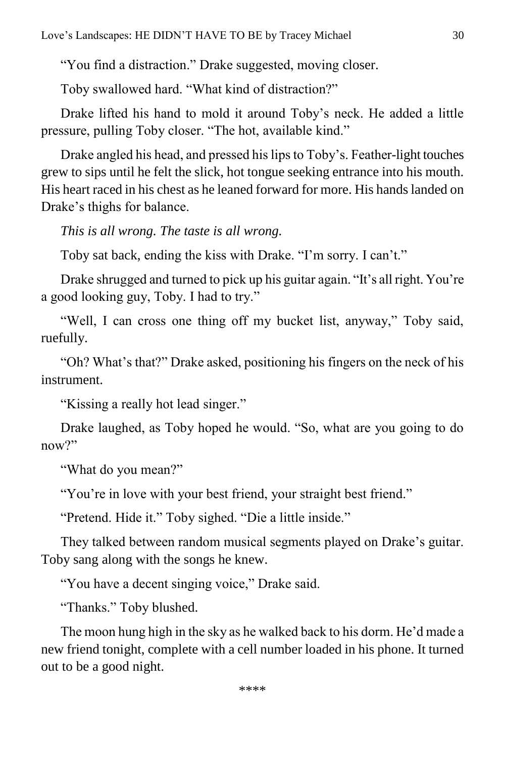"You find a distraction." Drake suggested, moving closer.

Toby swallowed hard. "What kind of distraction?"

Drake lifted his hand to mold it around Toby's neck. He added a little pressure, pulling Toby closer. "The hot, available kind."

Drake angled his head, and pressed his lips to Toby's. Feather-light touches grew to sips until he felt the slick, hot tongue seeking entrance into his mouth. His heart raced in his chest as he leaned forward for more. His hands landed on Drake's thighs for balance.

*This is all wrong. The taste is all wrong.*

Toby sat back, ending the kiss with Drake. "I'm sorry. I can't."

Drake shrugged and turned to pick up his guitar again. "It's all right. You're a good looking guy, Toby. I had to try."

"Well, I can cross one thing off my bucket list, anyway," Toby said, ruefully.

"Oh? What's that?" Drake asked, positioning his fingers on the neck of his instrument.

"Kissing a really hot lead singer."

Drake laughed, as Toby hoped he would. "So, what are you going to do now?"

"What do you mean?"

"You're in love with your best friend, your straight best friend."

"Pretend. Hide it." Toby sighed. "Die a little inside."

They talked between random musical segments played on Drake's guitar. Toby sang along with the songs he knew.

"You have a decent singing voice," Drake said.

"Thanks." Toby blushed.

The moon hung high in the sky as he walked back to his dorm. He'd made a new friend tonight, complete with a cell number loaded in his phone. It turned out to be a good night.

****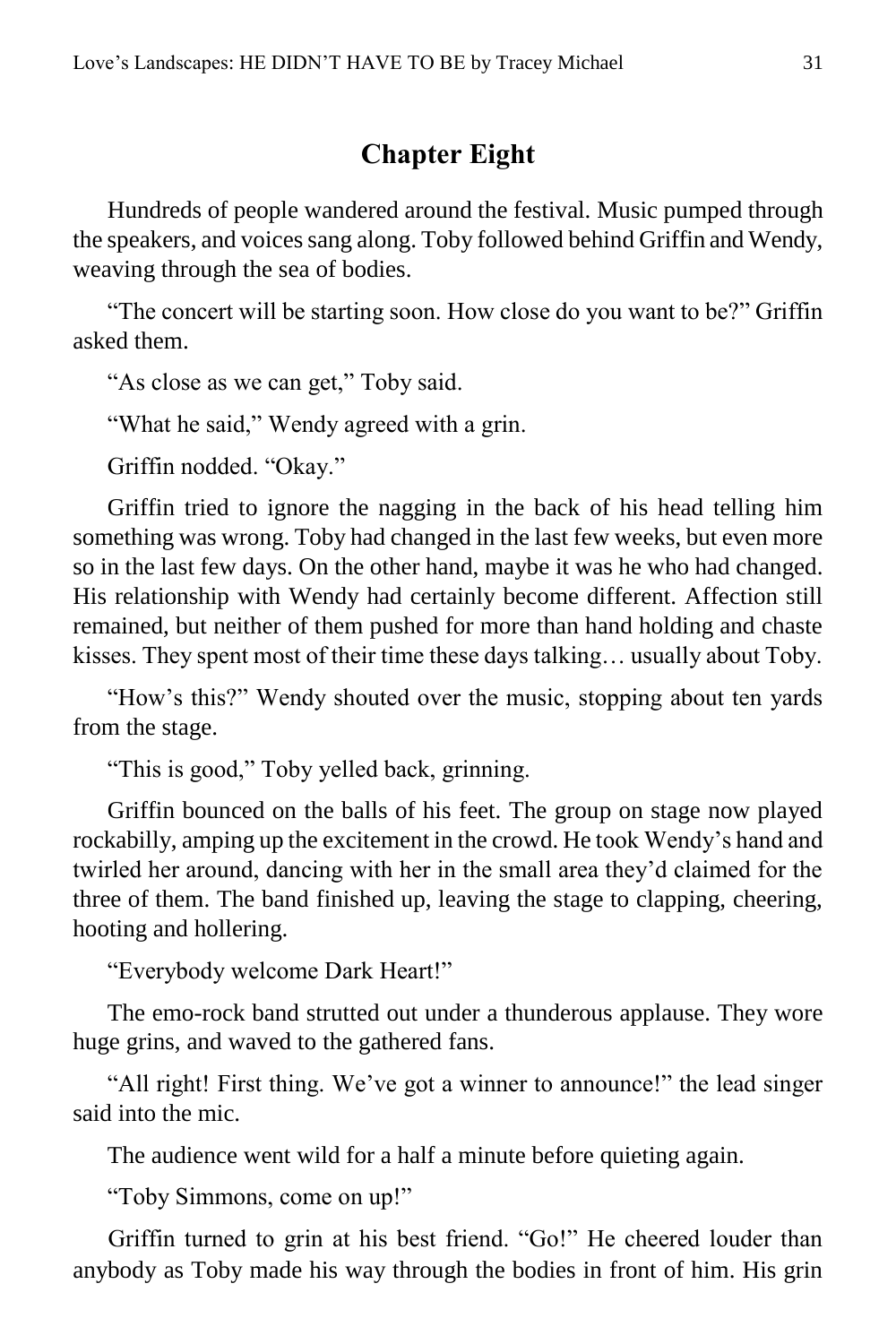## Chapter Eight

Hundreds of people wandered around the festival. Music pumped through the speakers, and voices sang along. Toby followed behind Griffin and Wendy, weaving through the sea of bodies.

"The concert will be starting soon. How close do you want to be?" Griffin asked them.

"As close as we can get," Toby said.

"What he said," Wendy agreed with a grin.

Griffin nodded. "Okay."

Griffin tried to ignore the nagging in the back of his head telling him something was wrong. Toby had changed in the last few weeks, but even more so in the last few days. On the other hand, maybe it was he who had changed. His relationship with Wendy had certainly become different. Affection still remained, but neither of them pushed for more than hand holding and chaste kisses. They spent most of their time these days talking… usually about Toby.

"How's this?" Wendy shouted over the music, stopping about ten yards from the stage.

"This is good," Toby yelled back, grinning.

Griffin bounced on the balls of his feet. The group on stage now played rockabilly, amping up the excitement in the crowd. He took Wendy's hand and twirled her around, dancing with her in the small area they'd claimed for the three of them. The band finished up, leaving the stage to clapping, cheering, hooting and hollering.

"Everybody welcome Dark Heart!"

The emo-rock band strutted out under a thunderous applause. They wore huge grins, and waved to the gathered fans.

"All right! First thing. We've got a winner to announce!" the lead singer said into the mic.

The audience went wild for a half a minute before quieting again.

"Toby Simmons, come on up!"

Griffin turned to grin at his best friend. "Go!" He cheered louder than anybody as Toby made his way through the bodies in front of him. His grin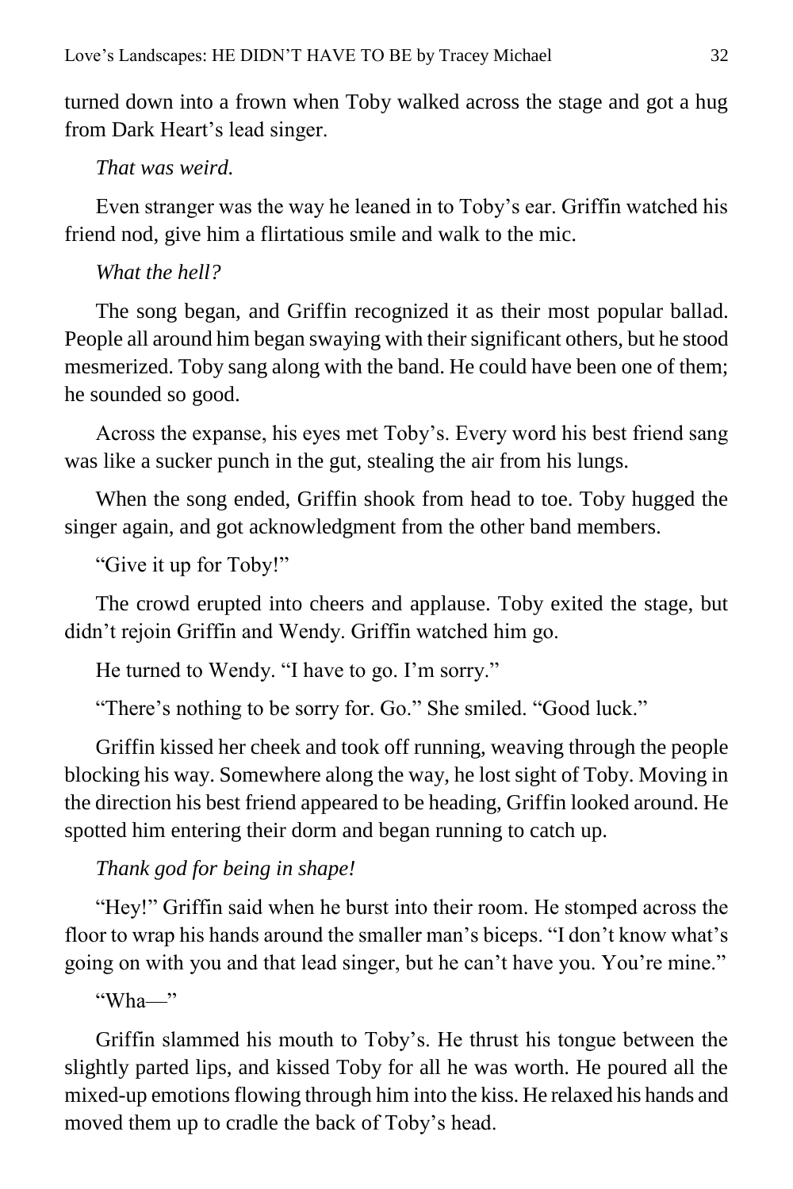turned down into a frown when Toby walked across the stage and got a hug from Dark Heart's lead singer.

*That was weird.*

Even stranger was the way he leaned in to Toby's ear. Griffin watched his friend nod, give him a flirtatious smile and walk to the mic.

*What the hell?*

The song began, and Griffin recognized it as their most popular ballad. People all around him began swaying with their significant others, but he stood mesmerized. Toby sang along with the band. He could have been one of them; he sounded so good.

Across the expanse, his eyes met Toby's. Every word his best friend sang was like a sucker punch in the gut, stealing the air from his lungs.

When the song ended, Griffin shook from head to toe. Toby hugged the singer again, and got acknowledgment from the other band members.

"Give it up for Toby!"

The crowd erupted into cheers and applause. Toby exited the stage, but didn't rejoin Griffin and Wendy. Griffin watched him go.

He turned to Wendy. "I have to go. I'm sorry."

"There's nothing to be sorry for. Go." She smiled. "Good luck."

Griffin kissed her cheek and took off running, weaving through the people blocking his way. Somewhere along the way, he lost sight of Toby. Moving in the direction his best friend appeared to be heading, Griffin looked around. He spotted him entering their dorm and began running to catch up.

*Thank god for being in shape!*

"Hey!" Griffin said when he burst into their room. He stomped across the floor to wrap his hands around the smaller man's biceps. "I don't know what's going on with you and that lead singer, but he can't have you. You're mine."

"Wha—"

Griffin slammed his mouth to Toby's. He thrust his tongue between the slightly parted lips, and kissed Toby for all he was worth. He poured all the mixed-up emotions flowing through him into the kiss. He relaxed his hands and moved them up to cradle the back of Toby's head.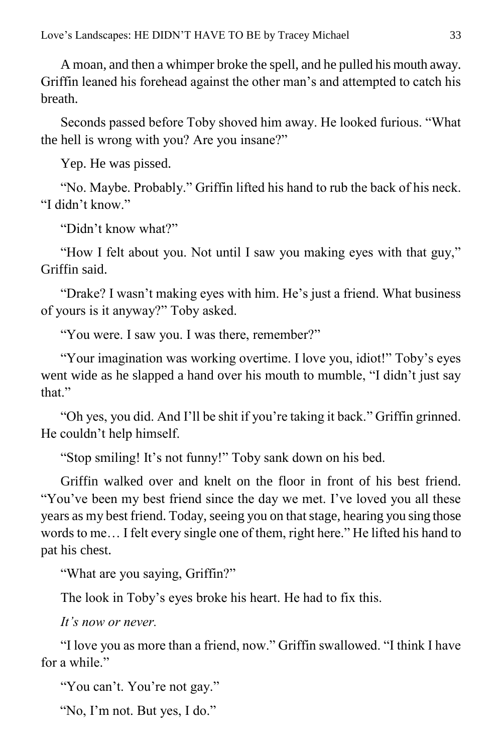A moan, and then a whimper broke the spell, and he pulled his mouth away. Griffin leaned his forehead against the other man's and attempted to catch his breath.

Seconds passed before Toby shoved him away. He looked furious. "What the hell is wrong with you? Are you insane?"

Yep. He was pissed.

"No. Maybe. Probably." Griffin lifted his hand to rub the back of his neck. "I didn't know."

"Didn't know what?"

"How I felt about you. Not until I saw you making eyes with that guy," Griffin said.

"Drake? I wasn't making eyes with him. He's just a friend. What business of yours is it anyway?" Toby asked.

"You were. I saw you. I was there, remember?"

"Your imagination was working overtime. I love you, idiot!" Toby's eyes went wide as he slapped a hand over his mouth to mumble, "I didn't just say that."

"Oh yes, you did. And I'll be shit if you're taking it back." Griffin grinned. He couldn't help himself.

"Stop smiling! It's not funny!" Toby sank down on his bed.

Griffin walked over and knelt on the floor in front of his best friend. "You've been my best friend since the day we met. I've loved you all these years as my best friend. Today, seeing you on that stage, hearing you sing those words to me… I felt every single one of them, right here." He lifted his hand to pat his chest.

"What are you saying, Griffin?"

The look in Toby's eyes broke his heart. He had to fix this.

*It's now or never.*

"I love you as more than a friend, now." Griffin swallowed. "I think I have for a while."

"You can't. You're not gay."

"No, I'm not. But yes, I do."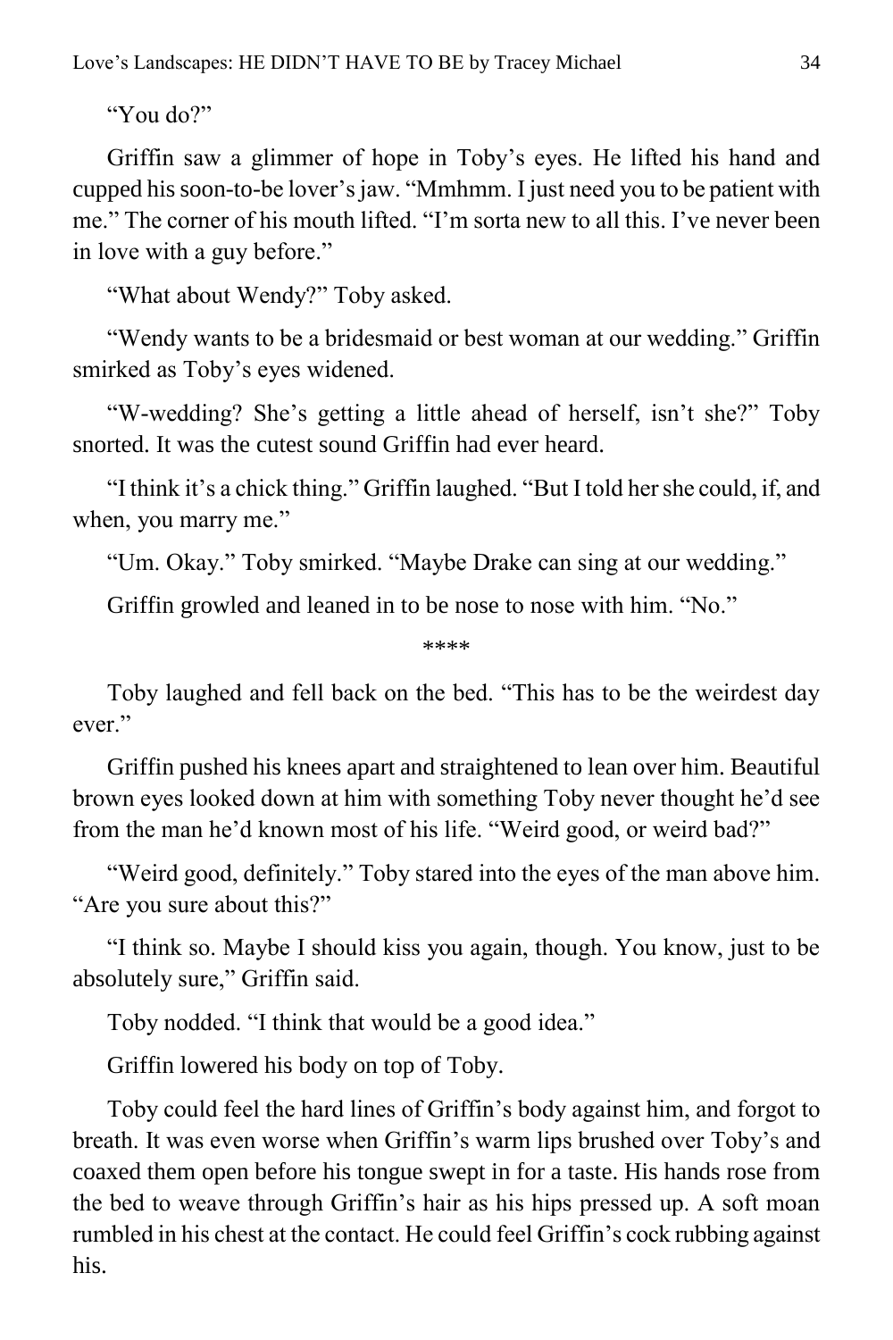"You do?"

Griffin saw a glimmer of hope in Toby's eyes. He lifted his hand and cupped his soon-to-be lover's jaw. "Mmhmm. I just need you to be patient with me." The corner of his mouth lifted. "I'm sorta new to all this. I've never been in love with a guy before."

"What about Wendy?" Toby asked.

"Wendy wants to be a bridesmaid or best woman at our wedding." Griffin smirked as Toby's eyes widened.

"W-wedding? She's getting a little ahead of herself, isn't she?" Toby snorted. It was the cutest sound Griffin had ever heard.

"I think it's a chick thing." Griffin laughed. "But I told her she could, if, and when, you marry me."

"Um. Okay." Toby smirked. "Maybe Drake can sing at our wedding."

Griffin growled and leaned in to be nose to nose with him. "No."

****

Toby laughed and fell back on the bed. "This has to be the weirdest day ever."

Griffin pushed his knees apart and straightened to lean over him. Beautiful brown eyes looked down at him with something Toby never thought he'd see from the man he'd known most of his life. "Weird good, or weird bad?"

"Weird good, definitely." Toby stared into the eyes of the man above him. "Are you sure about this?"

"I think so. Maybe I should kiss you again, though. You know, just to be absolutely sure," Griffin said.

Toby nodded. "I think that would be a good idea."

Griffin lowered his body on top of Toby.

Toby could feel the hard lines of Griffin's body against him, and forgot to breath. It was even worse when Griffin's warm lips brushed over Toby's and coaxed them open before his tongue swept in for a taste. His hands rose from the bed to weave through Griffin's hair as his hips pressed up. A soft moan rumbled in his chest at the contact. He could feel Griffin's cock rubbing against his.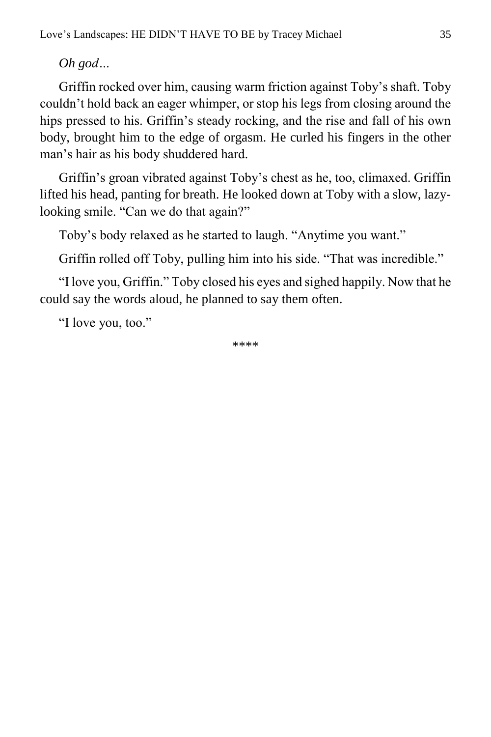*Oh god…*

Griffin rocked over him, causing warm friction against Toby's shaft. Toby couldn't hold back an eager whimper, or stop his legs from closing around the hips pressed to his. Griffin's steady rocking, and the rise and fall of his own body, brought him to the edge of orgasm. He curled his fingers in the other man's hair as his body shuddered hard.

Griffin's groan vibrated against Toby's chest as he, too, climaxed. Griffin lifted his head, panting for breath. He looked down at Toby with a slow, lazy-looking smile. "Can we do that again?"

Toby's body relaxed as he started to laugh. "Anytime you want."

Griffin rolled off Toby, pulling him into his side. "That was incredible."

"I love you, Griffin." Toby closed his eyes and sighed happily. Now that he could say the words aloud, he planned to say them often.

"I love you, too."

****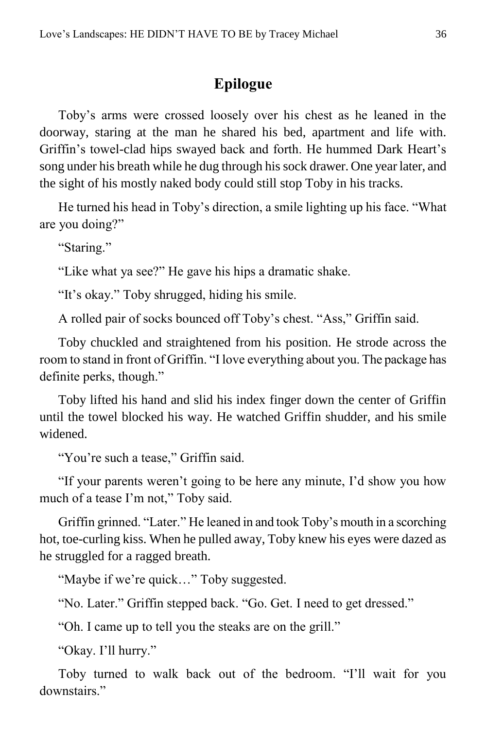## Epilogue

Toby's arms were crossed loosely over his chest as he leaned in the doorway, staring at the man he shared his bed, apartment and life with. Griffin's towel-clad hips swayed back and forth. He hummed Dark Heart's song under his breath while he dug through his sock drawer. One year later, and the sight of his mostly naked body could still stop Toby in his tracks.

He turned his head in Toby's direction, a smile lighting up his face. "What are you doing?"

"Staring."

"Like what ya see?" He gave his hips a dramatic shake.

"It's okay." Toby shrugged, hiding his smile.

A rolled pair of socks bounced off Toby's chest. "Ass," Griffin said.

Toby chuckled and straightened from his position. He strode across the room to stand in front of Griffin. "I love everything about you. The package has definite perks, though."

Toby lifted his hand and slid his index finger down the center of Griffin until the towel blocked his way. He watched Griffin shudder, and his smile widened.

"You're such a tease," Griffin said.

"If your parents weren't going to be here any minute, I'd show you how much of a tease I'm not," Toby said.

Griffin grinned. "Later." He leaned in and took Toby's mouth in a scorching hot, toe-curling kiss. When he pulled away, Toby knew his eyes were dazed as he struggled for a ragged breath.

"Maybe if we're quick…" Toby suggested.

"No. Later." Griffin stepped back. "Go. Get. I need to get dressed."

"Oh. I came up to tell you the steaks are on the grill."

"Okay. I'll hurry."

Toby turned to walk back out of the bedroom. "I'll wait for you downstairs."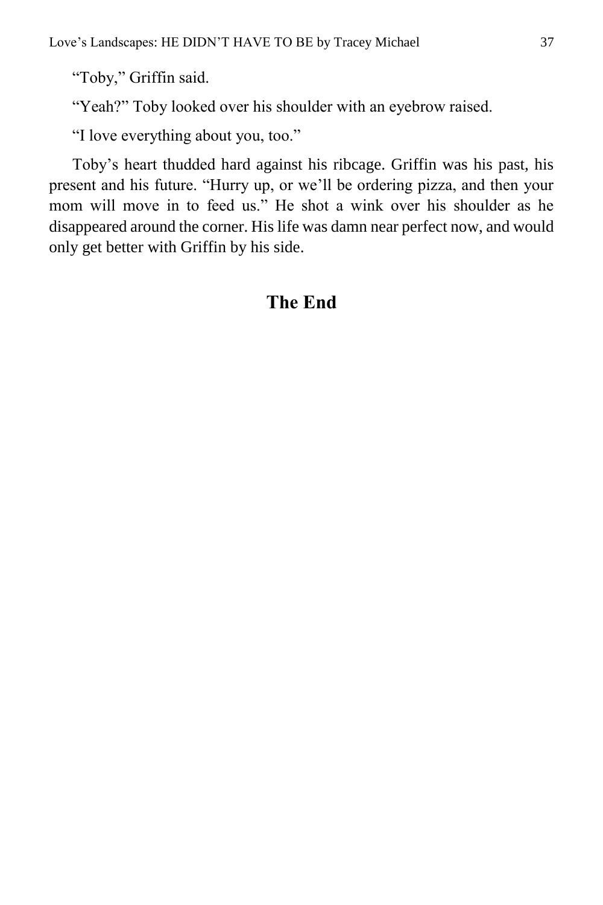"Toby," Griffin said.

"Yeah?" Toby looked over his shoulder with an eyebrow raised.

"I love everything about you, too."

Toby's heart thudded hard against his ribcage. Griffin was his past, his present and his future. "Hurry up, or we'll be ordering pizza, and then your mom will move in to feed us." He shot a wink over his shoulder as he disappeared around the corner. His life was damn near perfect now, and would only get better with Griffin by his side.

## The End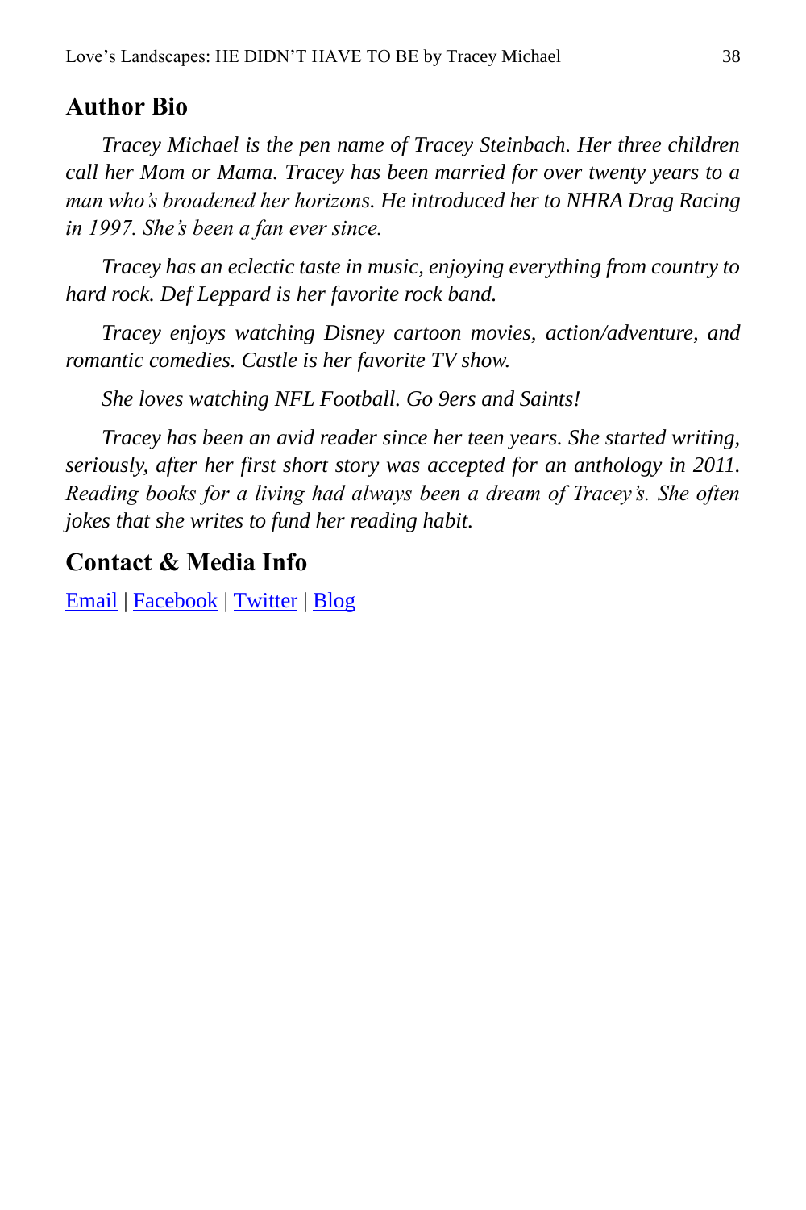## Author Bio

*Tracey Michael is the pen name of Tracey Steinbach. Her three children call her Mom or Mama. Tracey has been married for over twenty years to a man who's broadened her horizons. He introduced her to NHRA Drag Racing in 1997. She's been a fan ever since.*

*Tracey has an eclectic taste in music, enjoying everything from country to hard rock. Def Leppard is her favorite rock band.*

*Tracey enjoys watching Disney cartoon movies, action/adventure, and romantic comedies. Castle is her favorite TV show.*

*She loves watching NFL Football. Go 9ers and Saints!*

*Tracey has been an avid reader since her teen years. She started writing, seriously, after her first short story was accepted for an anthology in 2011. Reading books for a living had always been a dream of Tracey's. She often jokes that she writes to fund her reading habit.*

## Contact & Media Info

Email | Facebook | Twitter | Blog